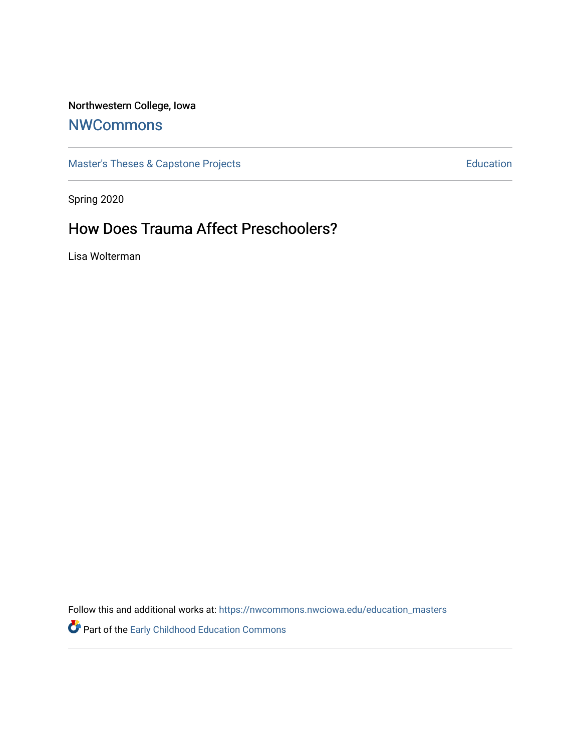Northwestern College, Iowa

# NWCommons

Master's Theses & Capstone Projects | Education

Spring 2020

## How Does Trauma Affect Preschoolers?

Lisa Wolterman

Follow this and additional works at: https://nwcommons.nwciowa.edu/education_masters

Part of the Early Childhood Education Commons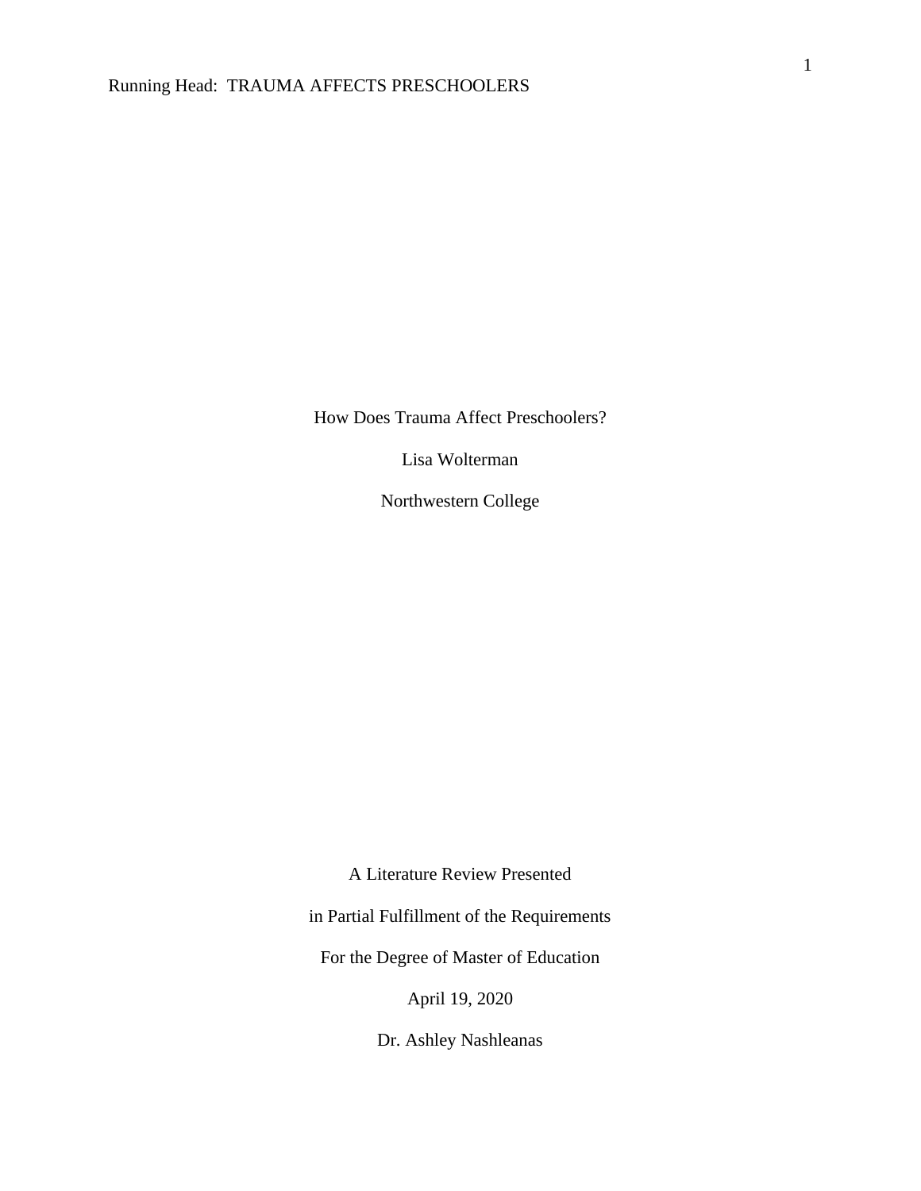How Does Trauma Affect Preschoolers?

Lisa Wolterman

Northwestern College

A Literature Review Presented

in Partial Fulfillment of the Requirements

For the Degree of Master of Education

April 19, 2020

Dr. Ashley Nashleanas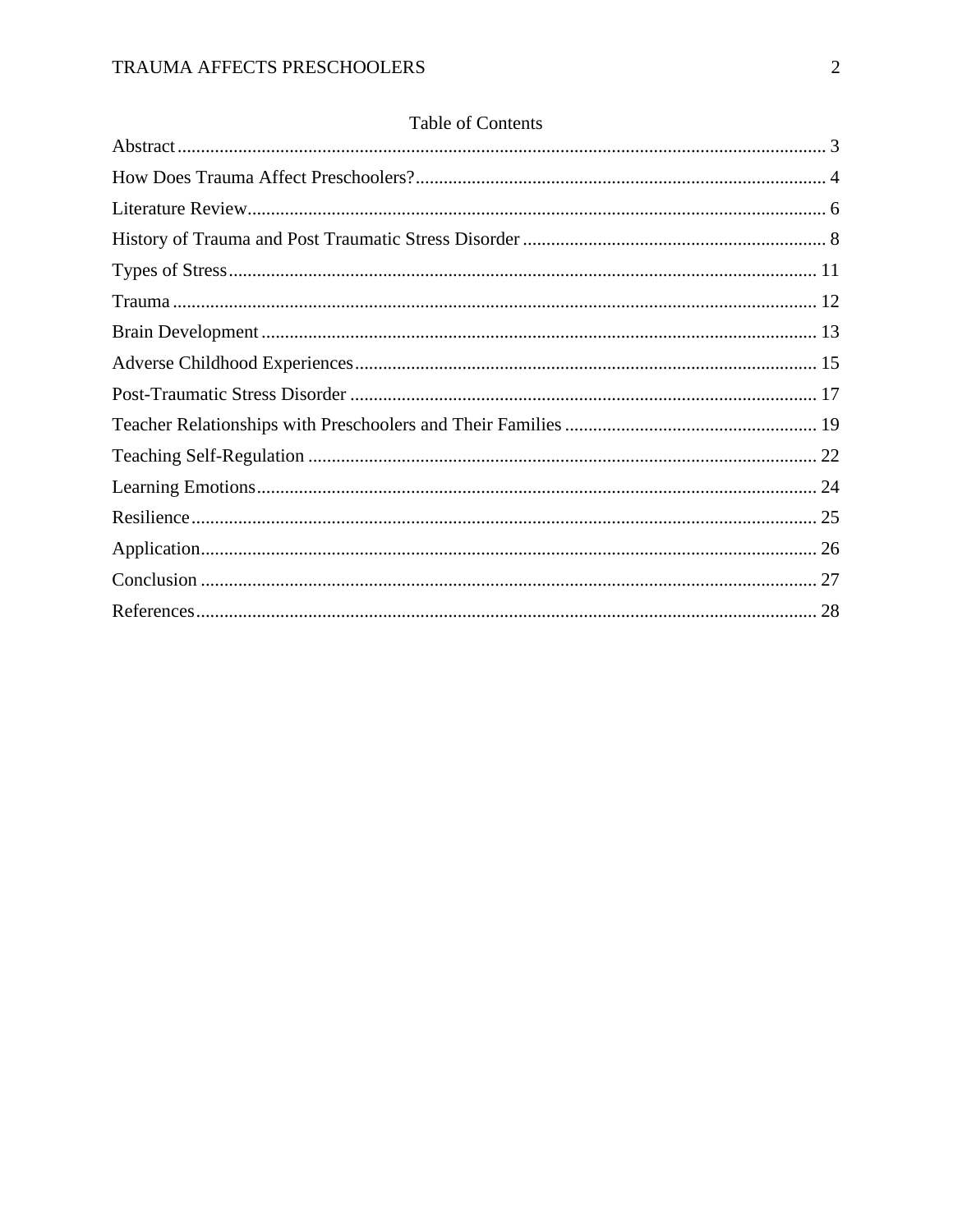# Table of Contents

Abstract ........................................................................................................................ 3

How Does Trauma Affect Preschoolers? ........................................................................ 4

Literature Review ........................................................................................................... 6

History of Trauma and Post Traumatic Stress Disorder ................................................. 8

Types of Stress ............................................................................................................. 11

Trauma ......................................................................................................................... 12

Brain Development ...................................................................................................... 13

Adverse Childhood Experiences .................................................................................. 15

Post-Traumatic Stress Disorder ................................................................................... 17

Teacher Relationships with Preschoolers and Their Families ...................................... 19

Teaching Self-Regulation ............................................................................................ 22

Learning Emotions ....................................................................................................... 24

Resilience ..................................................................................................................... 25

Application .................................................................................................................. 26

Conclusion ................................................................................................................... 27

References .................................................................................................................... 28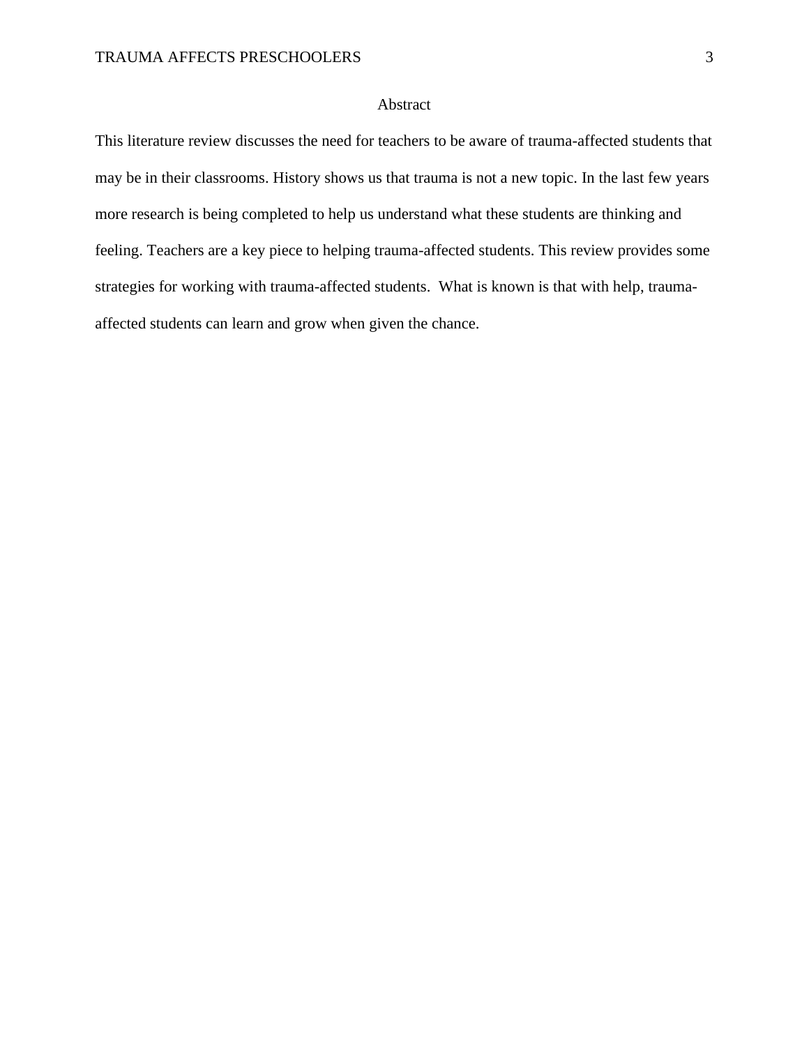# Abstract

This literature review discusses the need for teachers to be aware of trauma-affected students that may be in their classrooms. History shows us that trauma is not a new topic. In the last few years more research is being completed to help us understand what these students are thinking and feeling. Teachers are a key piece to helping trauma-affected students. This review provides some strategies for working with trauma-affected students. What is known is that with help, trauma-affected students can learn and grow when given the chance.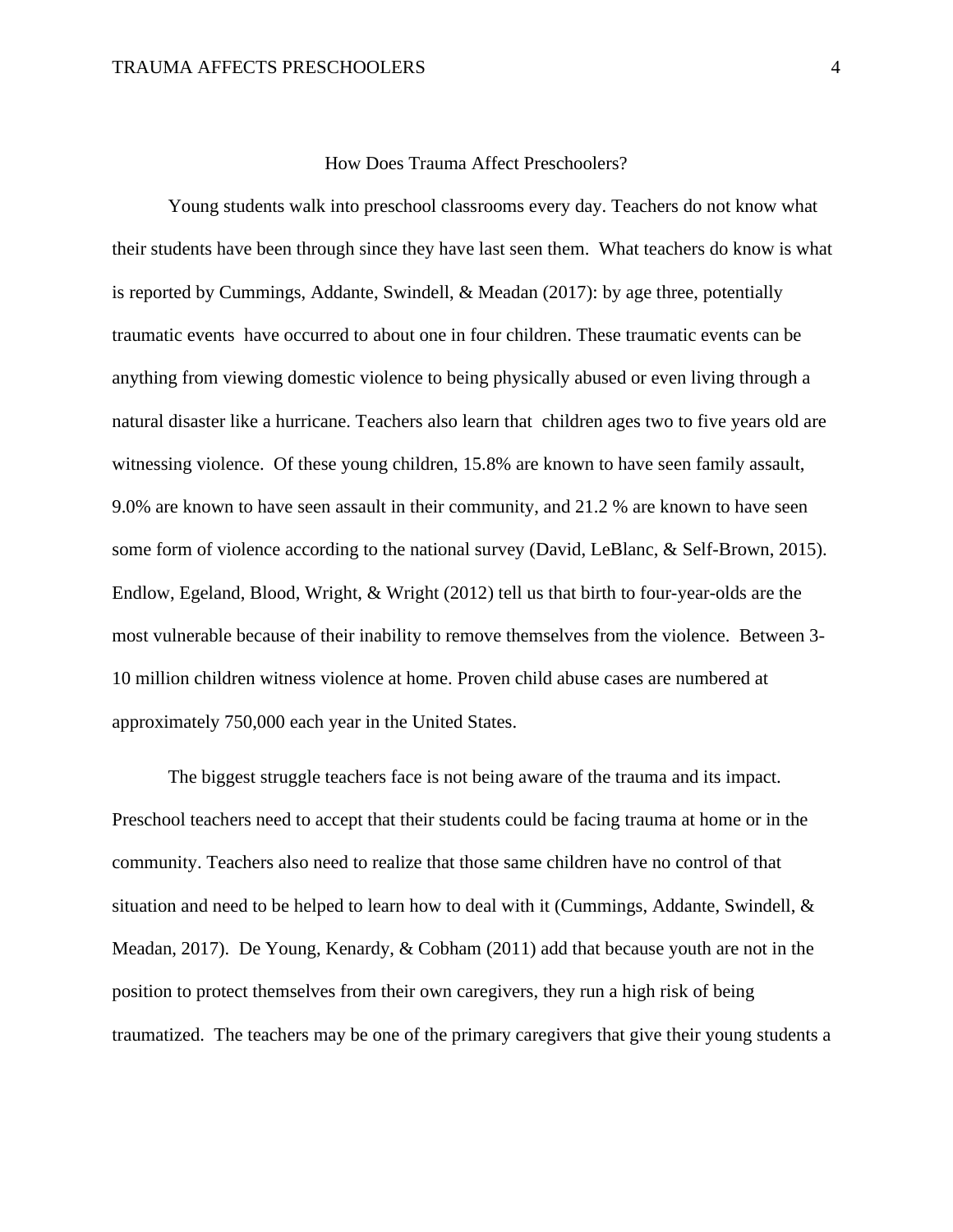# How Does Trauma Affect Preschoolers?

Young students walk into preschool classrooms every day. Teachers do not know what their students have been through since they have last seen them. What teachers do know is what is reported by Cummings, Addante, Swindell, & Meadan (2017): by age three, potentially traumatic events have occurred to about one in four children. These traumatic events can be anything from viewing domestic violence to being physically abused or even living through a natural disaster like a hurricane. Teachers also learn that children ages two to five years old are witnessing violence. Of these young children, 15.8% are known to have seen family assault, 9.0% are known to have seen assault in their community, and 21.2 % are known to have seen some form of violence according to the national survey (David, LeBlanc, & Self-Brown, 2015). Endlow, Egeland, Blood, Wright, & Wright (2012) tell us that birth to four-year-olds are the most vulnerable because of their inability to remove themselves from the violence. Between 3-10 million children witness violence at home. Proven child abuse cases are numbered at approximately 750,000 each year in the United States.

The biggest struggle teachers face is not being aware of the trauma and its impact. Preschool teachers need to accept that their students could be facing trauma at home or in the community. Teachers also need to realize that those same children have no control of that situation and need to be helped to learn how to deal with it (Cummings, Addante, Swindell, & Meadan, 2017). De Young, Kenardy, & Cobham (2011) add that because youth are not in the position to protect themselves from their own caregivers, they run a high risk of being traumatized. The teachers may be one of the primary caregivers that give their young students a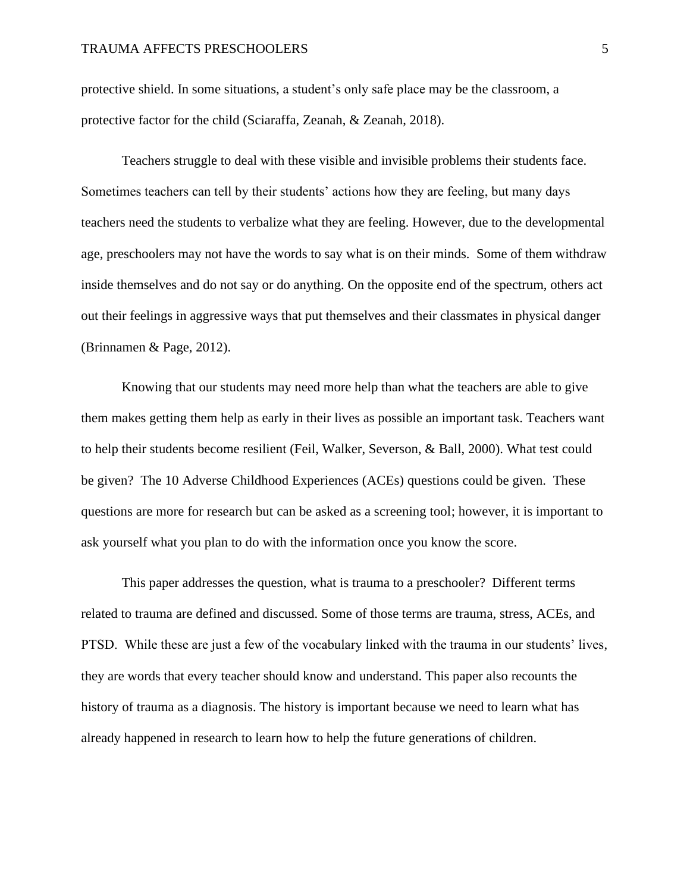protective shield. In some situations, a student's only safe place may be the classroom, a protective factor for the child (Sciaraffa, Zeanah, & Zeanah, 2018).

Teachers struggle to deal with these visible and invisible problems their students face. Sometimes teachers can tell by their students' actions how they are feeling, but many days teachers need the students to verbalize what they are feeling. However, due to the developmental age, preschoolers may not have the words to say what is on their minds. Some of them withdraw inside themselves and do not say or do anything. On the opposite end of the spectrum, others act out their feelings in aggressive ways that put themselves and their classmates in physical danger (Brinnamen & Page, 2012).

Knowing that our students may need more help than what the teachers are able to give them makes getting them help as early in their lives as possible an important task. Teachers want to help their students become resilient (Feil, Walker, Severson, & Ball, 2000). What test could be given? The 10 Adverse Childhood Experiences (ACEs) questions could be given. These questions are more for research but can be asked as a screening tool; however, it is important to ask yourself what you plan to do with the information once you know the score.

This paper addresses the question, what is trauma to a preschooler? Different terms related to trauma are defined and discussed. Some of those terms are trauma, stress, ACEs, and PTSD. While these are just a few of the vocabulary linked with the trauma in our students' lives, they are words that every teacher should know and understand. This paper also recounts the history of trauma as a diagnosis. The history is important because we need to learn what has already happened in research to learn how to help the future generations of children.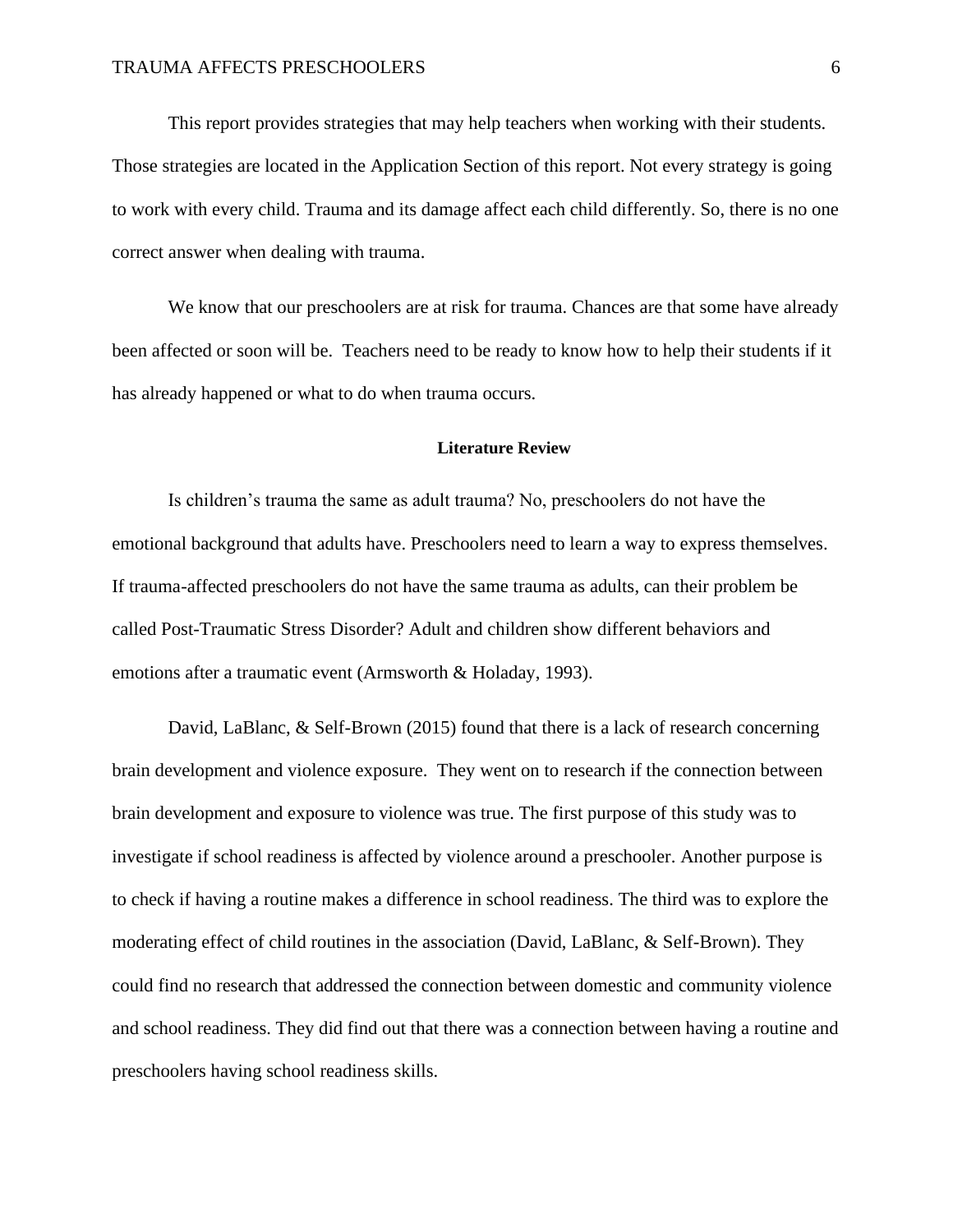This report provides strategies that may help teachers when working with their students. Those strategies are located in the Application Section of this report. Not every strategy is going to work with every child. Trauma and its damage affect each child differently. So, there is no one correct answer when dealing with trauma.

We know that our preschoolers are at risk for trauma. Chances are that some have already been affected or soon will be.  Teachers need to be ready to know how to help their students if it has already happened or what to do when trauma occurs.

## Literature Review

Is children's trauma the same as adult trauma? No, preschoolers do not have the emotional background that adults have. Preschoolers need to learn a way to express themselves. If trauma-affected preschoolers do not have the same trauma as adults, can their problem be called Post-Traumatic Stress Disorder? Adult and children show different behaviors and emotions after a traumatic event (Armsworth & Holaday, 1993).

David, LaBlanc, & Self-Brown (2015) found that there is a lack of research concerning brain development and violence exposure.  They went on to research if the connection between brain development and exposure to violence was true. The first purpose of this study was to investigate if school readiness is affected by violence around a preschooler. Another purpose is to check if having a routine makes a difference in school readiness. The third was to explore the moderating effect of child routines in the association (David, LaBlanc, & Self-Brown). They could find no research that addressed the connection between domestic and community violence and school readiness. They did find out that there was a connection between having a routine and preschoolers having school readiness skills.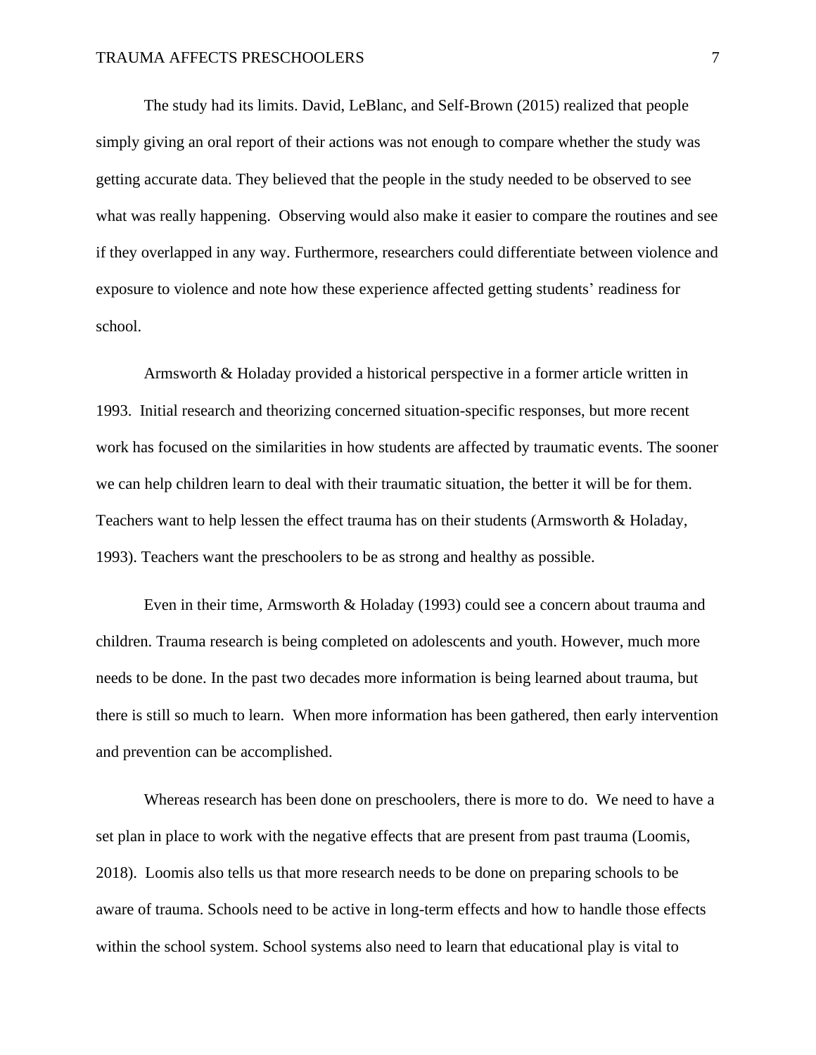The study had its limits. David, LeBlanc, and Self-Brown (2015) realized that people simply giving an oral report of their actions was not enough to compare whether the study was getting accurate data. They believed that the people in the study needed to be observed to see what was really happening.  Observing would also make it easier to compare the routines and see if they overlapped in any way. Furthermore, researchers could differentiate between violence and exposure to violence and note how these experience affected getting students' readiness for school.

Armsworth & Holaday provided a historical perspective in a former article written in 1993.  Initial research and theorizing concerned situation-specific responses, but more recent work has focused on the similarities in how students are affected by traumatic events. The sooner we can help children learn to deal with their traumatic situation, the better it will be for them. Teachers want to help lessen the effect trauma has on their students (Armsworth & Holaday, 1993). Teachers want the preschoolers to be as strong and healthy as possible.

Even in their time, Armsworth & Holaday (1993) could see a concern about trauma and children. Trauma research is being completed on adolescents and youth. However, much more needs to be done. In the past two decades more information is being learned about trauma, but there is still so much to learn.  When more information has been gathered, then early intervention and prevention can be accomplished.

Whereas research has been done on preschoolers, there is more to do.  We need to have a set plan in place to work with the negative effects that are present from past trauma (Loomis, 2018).  Loomis also tells us that more research needs to be done on preparing schools to be aware of trauma. Schools need to be active in long-term effects and how to handle those effects within the school system. School systems also need to learn that educational play is vital to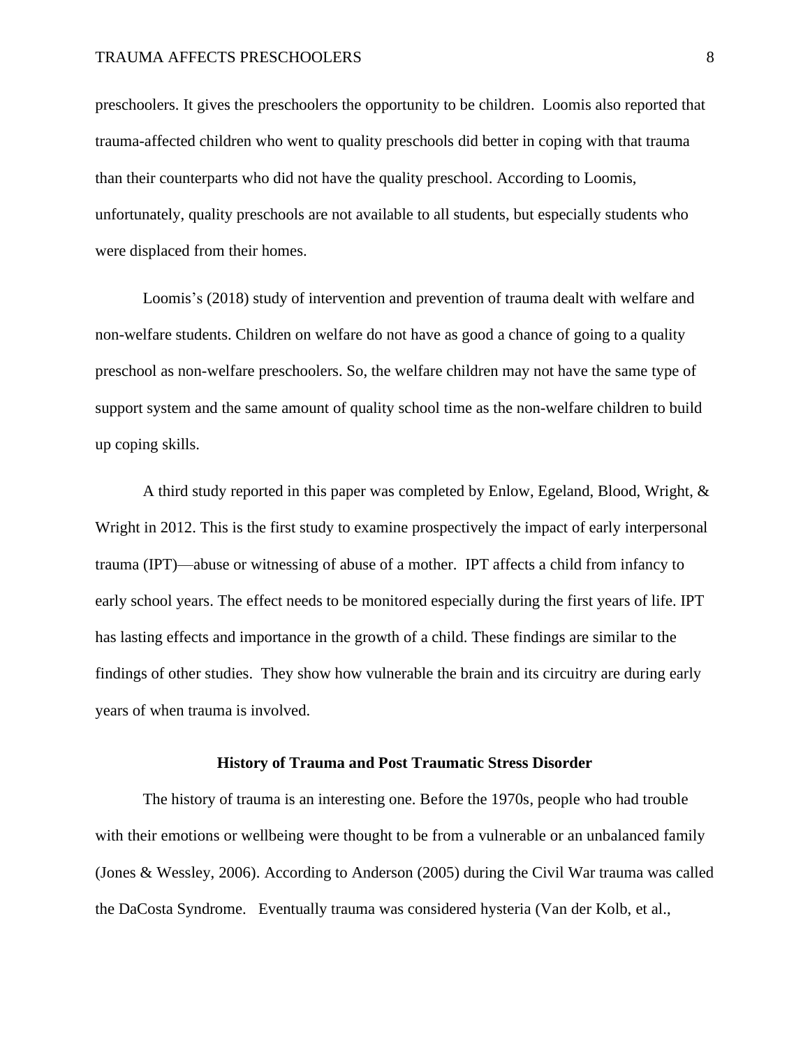preschoolers. It gives the preschoolers the opportunity to be children. Loomis also reported that trauma-affected children who went to quality preschools did better in coping with that trauma than their counterparts who did not have the quality preschool. According to Loomis, unfortunately, quality preschools are not available to all students, but especially students who were displaced from their homes.

Loomis's (2018) study of intervention and prevention of trauma dealt with welfare and non-welfare students. Children on welfare do not have as good a chance of going to a quality preschool as non-welfare preschoolers. So, the welfare children may not have the same type of support system and the same amount of quality school time as the non-welfare children to build up coping skills.

A third study reported in this paper was completed by Enlow, Egeland, Blood, Wright, & Wright in 2012. This is the first study to examine prospectively the impact of early interpersonal trauma (IPT)—abuse or witnessing of abuse of a mother. IPT affects a child from infancy to early school years. The effect needs to be monitored especially during the first years of life. IPT has lasting effects and importance in the growth of a child. These findings are similar to the findings of other studies. They show how vulnerable the brain and its circuitry are during early years of when trauma is involved.

## History of Trauma and Post Traumatic Stress Disorder

The history of trauma is an interesting one. Before the 1970s, people who had trouble with their emotions or wellbeing were thought to be from a vulnerable or an unbalanced family (Jones & Wessley, 2006). According to Anderson (2005) during the Civil War trauma was called the DaCosta Syndrome. Eventually trauma was considered hysteria (Van der Kolb, et al.,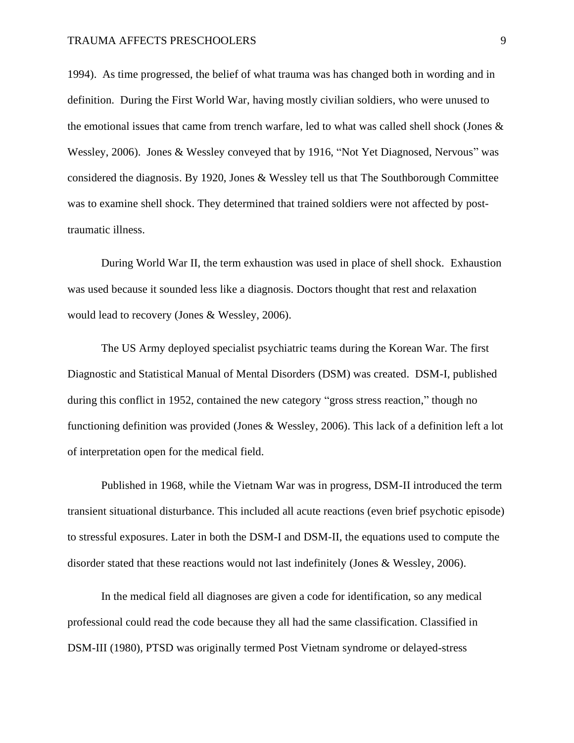1994). As time progressed, the belief of what trauma was has changed both in wording and in definition. During the First World War, having mostly civilian soldiers, who were unused to the emotional issues that came from trench warfare, led to what was called shell shock (Jones & Wessley, 2006). Jones & Wessley conveyed that by 1916, "Not Yet Diagnosed, Nervous" was considered the diagnosis. By 1920, Jones & Wessley tell us that The Southborough Committee was to examine shell shock. They determined that trained soldiers were not affected by post-traumatic illness.

During World War II, the term exhaustion was used in place of shell shock. Exhaustion was used because it sounded less like a diagnosis. Doctors thought that rest and relaxation would lead to recovery (Jones & Wessley, 2006).

The US Army deployed specialist psychiatric teams during the Korean War. The first Diagnostic and Statistical Manual of Mental Disorders (DSM) was created. DSM-I, published during this conflict in 1952, contained the new category "gross stress reaction," though no functioning definition was provided (Jones & Wessley, 2006). This lack of a definition left a lot of interpretation open for the medical field.

Published in 1968, while the Vietnam War was in progress, DSM-II introduced the term transient situational disturbance. This included all acute reactions (even brief psychotic episode) to stressful exposures. Later in both the DSM-I and DSM-II, the equations used to compute the disorder stated that these reactions would not last indefinitely (Jones & Wessley, 2006).

In the medical field all diagnoses are given a code for identification, so any medical professional could read the code because they all had the same classification. Classified in DSM-III (1980), PTSD was originally termed Post Vietnam syndrome or delayed-stress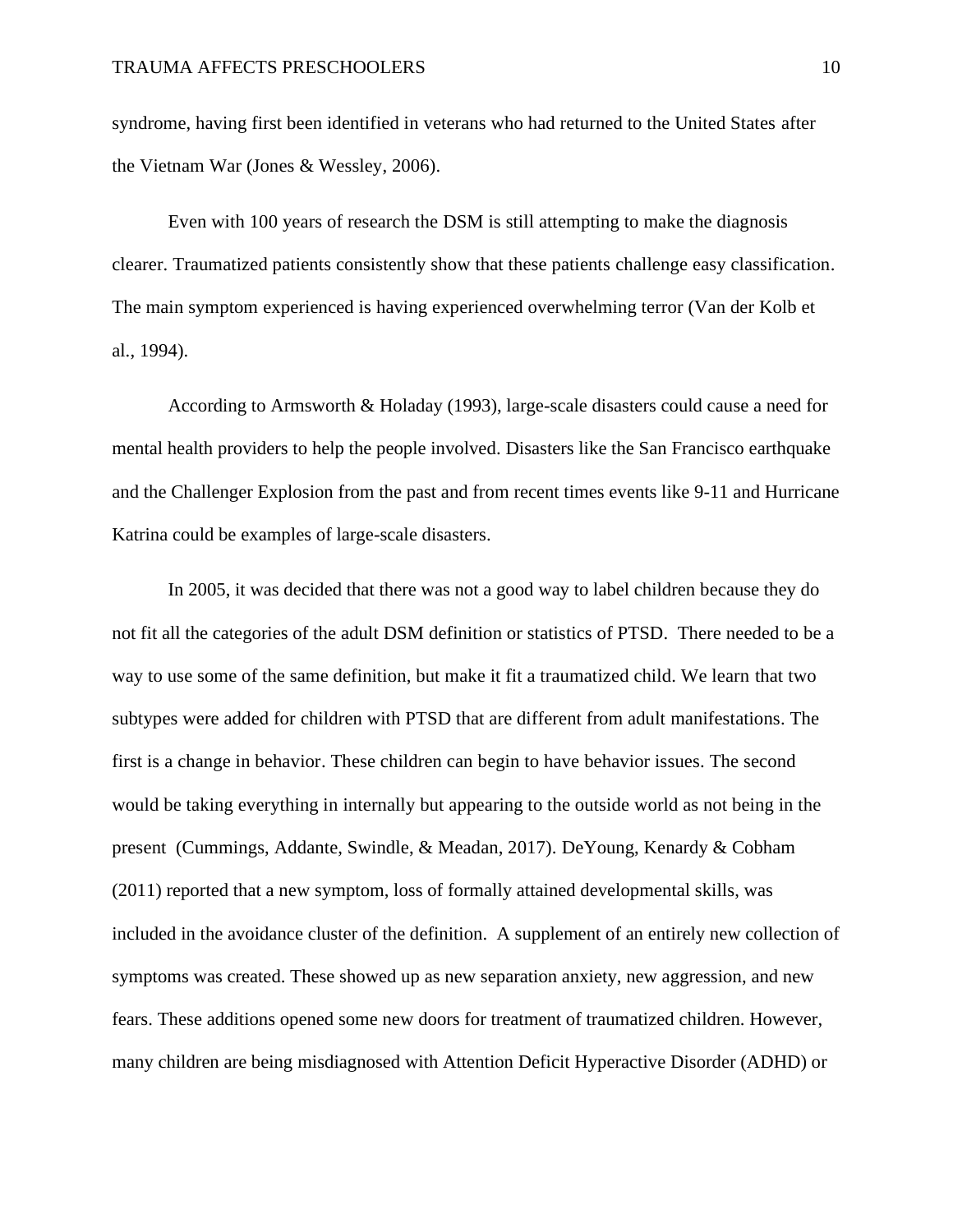syndrome, having first been identified in veterans who had returned to the United States after the Vietnam War (Jones & Wessley, 2006).

Even with 100 years of research the DSM is still attempting to make the diagnosis clearer. Traumatized patients consistently show that these patients challenge easy classification. The main symptom experienced is having experienced overwhelming terror (Van der Kolb et al., 1994).

According to Armsworth & Holaday (1993), large-scale disasters could cause a need for mental health providers to help the people involved. Disasters like the San Francisco earthquake and the Challenger Explosion from the past and from recent times events like 9-11 and Hurricane Katrina could be examples of large-scale disasters.

In 2005, it was decided that there was not a good way to label children because they do not fit all the categories of the adult DSM definition or statistics of PTSD.  There needed to be a way to use some of the same definition, but make it fit a traumatized child. We learn that two subtypes were added for children with PTSD that are different from adult manifestations. The first is a change in behavior. These children can begin to have behavior issues. The second would be taking everything in internally but appearing to the outside world as not being in the present  (Cummings, Addante, Swindle, & Meadan, 2017). DeYoung, Kenardy & Cobham (2011) reported that a new symptom, loss of formally attained developmental skills, was included in the avoidance cluster of the definition.  A supplement of an entirely new collection of symptoms was created. These showed up as new separation anxiety, new aggression, and new fears. These additions opened some new doors for treatment of traumatized children. However, many children are being misdiagnosed with Attention Deficit Hyperactive Disorder (ADHD) or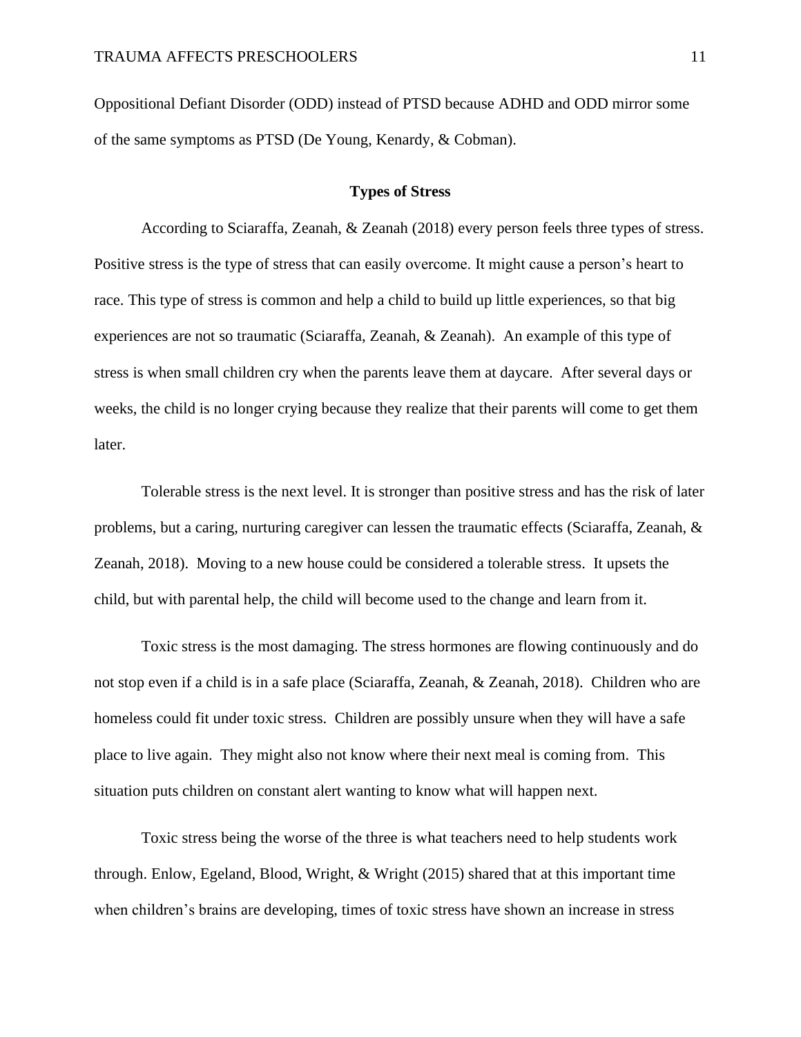Oppositional Defiant Disorder (ODD) instead of PTSD because ADHD and ODD mirror some of the same symptoms as PTSD (De Young, Kenardy, & Cobman).

## Types of Stress

According to Sciaraffa, Zeanah, & Zeanah (2018) every person feels three types of stress. Positive stress is the type of stress that can easily overcome. It might cause a person's heart to race. This type of stress is common and help a child to build up little experiences, so that big experiences are not so traumatic (Sciaraffa, Zeanah, & Zeanah). An example of this type of stress is when small children cry when the parents leave them at daycare. After several days or weeks, the child is no longer crying because they realize that their parents will come to get them later.

Tolerable stress is the next level. It is stronger than positive stress and has the risk of later problems, but a caring, nurturing caregiver can lessen the traumatic effects (Sciaraffa, Zeanah, & Zeanah, 2018). Moving to a new house could be considered a tolerable stress. It upsets the child, but with parental help, the child will become used to the change and learn from it.

Toxic stress is the most damaging. The stress hormones are flowing continuously and do not stop even if a child is in a safe place (Sciaraffa, Zeanah, & Zeanah, 2018). Children who are homeless could fit under toxic stress. Children are possibly unsure when they will have a safe place to live again. They might also not know where their next meal is coming from. This situation puts children on constant alert wanting to know what will happen next.

Toxic stress being the worse of the three is what teachers need to help students work through. Enlow, Egeland, Blood, Wright, & Wright (2015) shared that at this important time when children's brains are developing, times of toxic stress have shown an increase in stress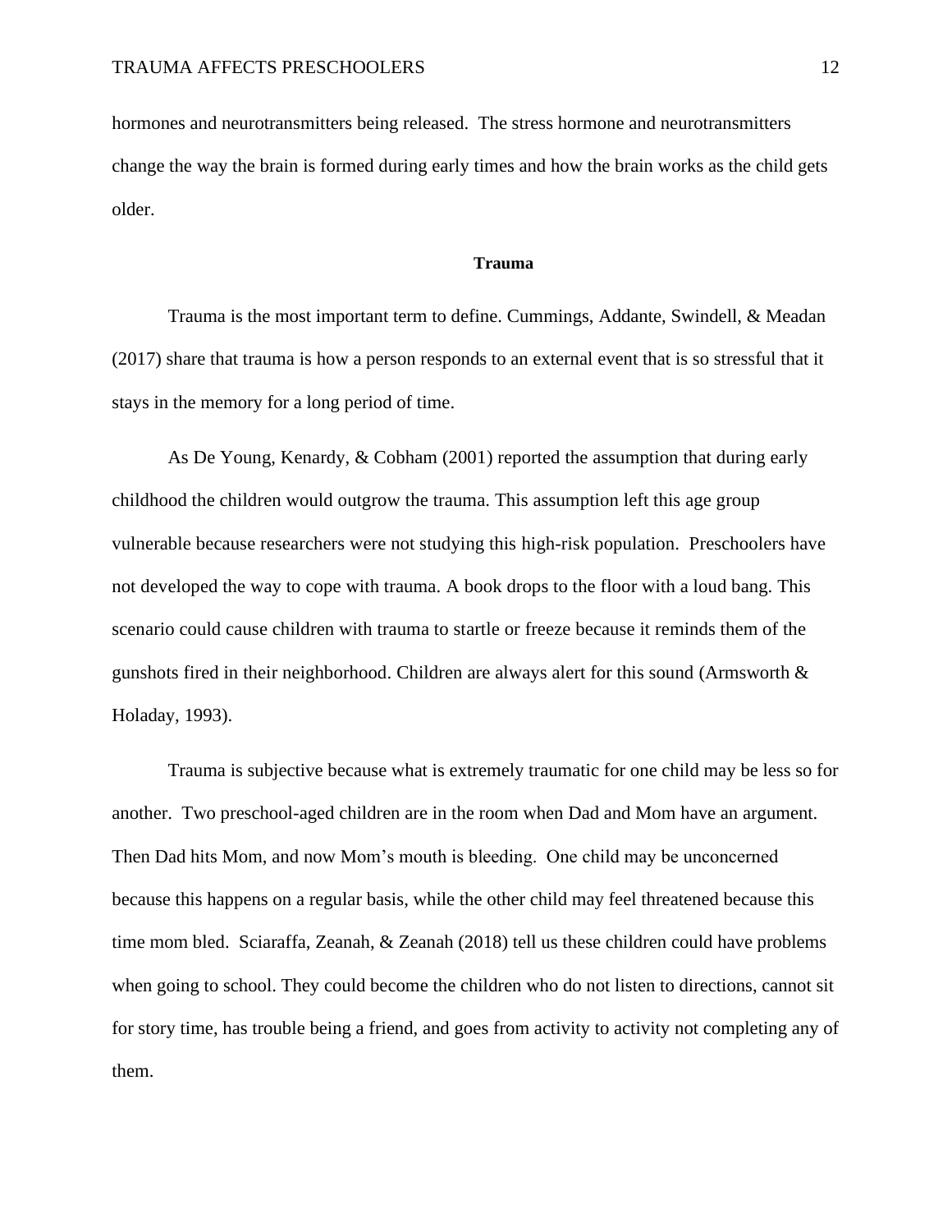hormones and neurotransmitters being released. The stress hormone and neurotransmitters change the way the brain is formed during early times and how the brain works as the child gets older.

## Trauma

Trauma is the most important term to define. Cummings, Addante, Swindell, & Meadan (2017) share that trauma is how a person responds to an external event that is so stressful that it stays in the memory for a long period of time.

As De Young, Kenardy, & Cobham (2001) reported the assumption that during early childhood the children would outgrow the trauma. This assumption left this age group vulnerable because researchers were not studying this high-risk population. Preschoolers have not developed the way to cope with trauma. A book drops to the floor with a loud bang. This scenario could cause children with trauma to startle or freeze because it reminds them of the gunshots fired in their neighborhood. Children are always alert for this sound (Armsworth & Holaday, 1993).

Trauma is subjective because what is extremely traumatic for one child may be less so for another. Two preschool-aged children are in the room when Dad and Mom have an argument. Then Dad hits Mom, and now Mom's mouth is bleeding. One child may be unconcerned because this happens on a regular basis, while the other child may feel threatened because this time mom bled. Sciaraffa, Zeanah, & Zeanah (2018) tell us these children could have problems when going to school. They could become the children who do not listen to directions, cannot sit for story time, has trouble being a friend, and goes from activity to activity not completing any of them.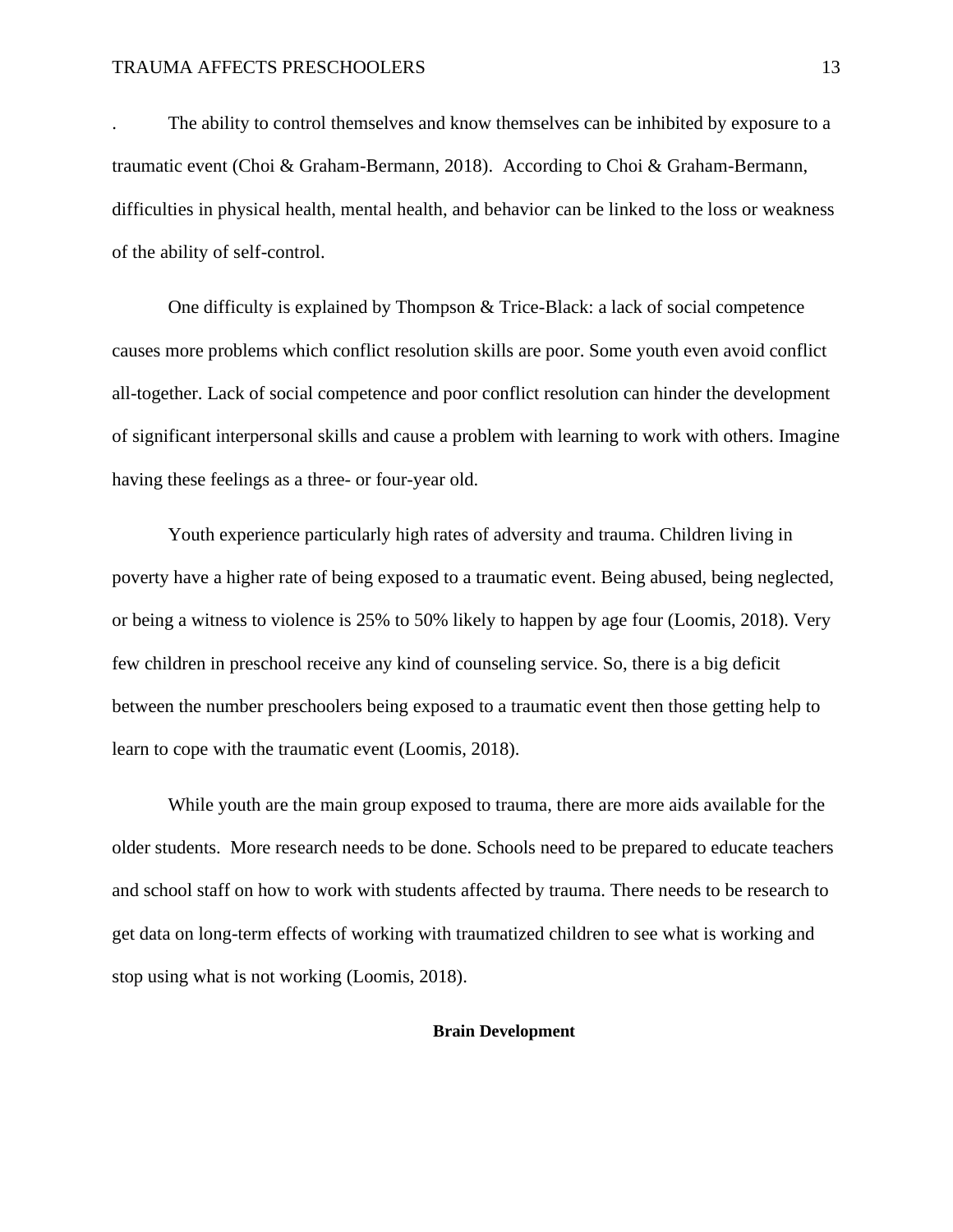. The ability to control themselves and know themselves can be inhibited by exposure to a traumatic event (Choi & Graham-Bermann, 2018). According to Choi & Graham-Bermann, difficulties in physical health, mental health, and behavior can be linked to the loss or weakness of the ability of self-control.

One difficulty is explained by Thompson & Trice-Black: a lack of social competence causes more problems which conflict resolution skills are poor. Some youth even avoid conflict all-together. Lack of social competence and poor conflict resolution can hinder the development of significant interpersonal skills and cause a problem with learning to work with others. Imagine having these feelings as a three- or four-year old.

Youth experience particularly high rates of adversity and trauma. Children living in poverty have a higher rate of being exposed to a traumatic event. Being abused, being neglected, or being a witness to violence is 25% to 50% likely to happen by age four (Loomis, 2018). Very few children in preschool receive any kind of counseling service. So, there is a big deficit between the number preschoolers being exposed to a traumatic event then those getting help to learn to cope with the traumatic event (Loomis, 2018).

While youth are the main group exposed to trauma, there are more aids available for the older students. More research needs to be done. Schools need to be prepared to educate teachers and school staff on how to work with students affected by trauma. There needs to be research to get data on long-term effects of working with traumatized children to see what is working and stop using what is not working (Loomis, 2018).

## Brain Development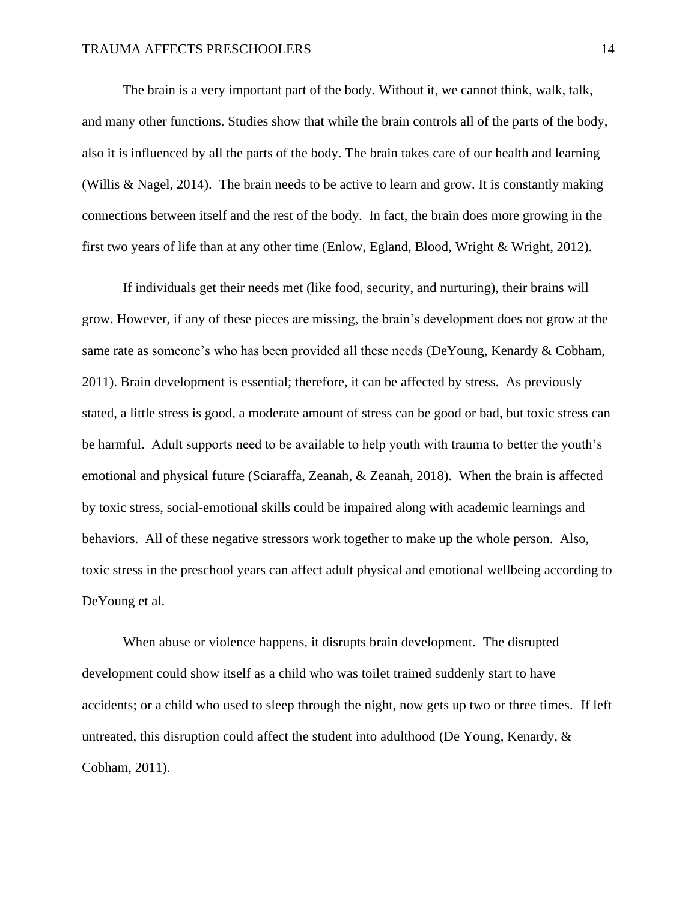The brain is a very important part of the body. Without it, we cannot think, walk, talk, and many other functions. Studies show that while the brain controls all of the parts of the body, also it is influenced by all the parts of the body. The brain takes care of our health and learning (Willis & Nagel, 2014). The brain needs to be active to learn and grow. It is constantly making connections between itself and the rest of the body. In fact, the brain does more growing in the first two years of life than at any other time (Enlow, Egland, Blood, Wright & Wright, 2012).

If individuals get their needs met (like food, security, and nurturing), their brains will grow. However, if any of these pieces are missing, the brain's development does not grow at the same rate as someone's who has been provided all these needs (DeYoung, Kenardy & Cobham, 2011). Brain development is essential; therefore, it can be affected by stress. As previously stated, a little stress is good, a moderate amount of stress can be good or bad, but toxic stress can be harmful. Adult supports need to be available to help youth with trauma to better the youth's emotional and physical future (Sciaraffa, Zeanah, & Zeanah, 2018). When the brain is affected by toxic stress, social-emotional skills could be impaired along with academic learnings and behaviors. All of these negative stressors work together to make up the whole person. Also, toxic stress in the preschool years can affect adult physical and emotional wellbeing according to DeYoung et al.

When abuse or violence happens, it disrupts brain development. The disrupted development could show itself as a child who was toilet trained suddenly start to have accidents; or a child who used to sleep through the night, now gets up two or three times. If left untreated, this disruption could affect the student into adulthood (De Young, Kenardy, & Cobham, 2011).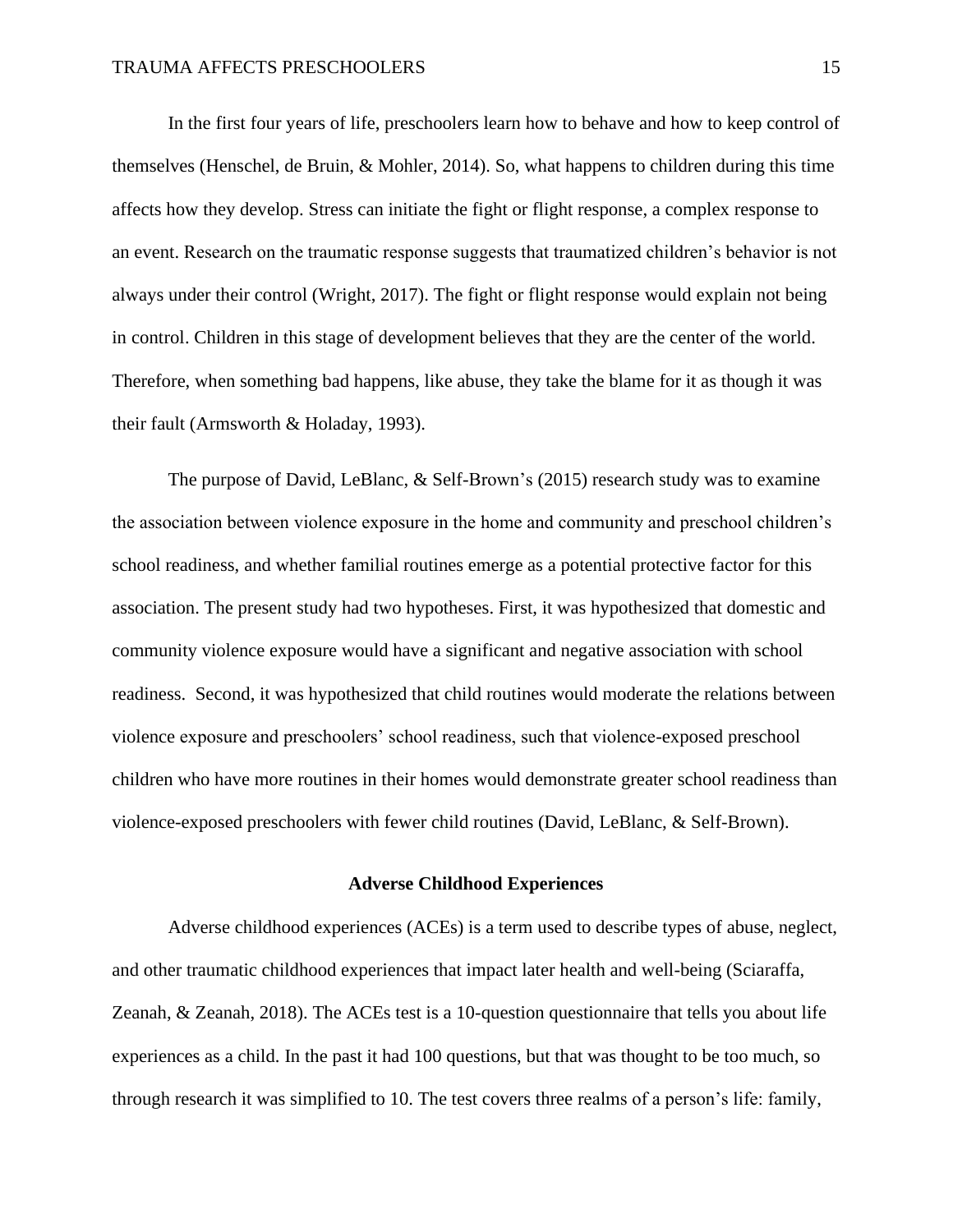In the first four years of life, preschoolers learn how to behave and how to keep control of themselves (Henschel, de Bruin, & Mohler, 2014). So, what happens to children during this time affects how they develop. Stress can initiate the fight or flight response, a complex response to an event. Research on the traumatic response suggests that traumatized children's behavior is not always under their control (Wright, 2017). The fight or flight response would explain not being in control. Children in this stage of development believes that they are the center of the world. Therefore, when something bad happens, like abuse, they take the blame for it as though it was their fault (Armsworth & Holaday, 1993).

The purpose of David, LeBlanc, & Self-Brown's (2015) research study was to examine the association between violence exposure in the home and community and preschool children's school readiness, and whether familial routines emerge as a potential protective factor for this association. The present study had two hypotheses. First, it was hypothesized that domestic and community violence exposure would have a significant and negative association with school readiness. Second, it was hypothesized that child routines would moderate the relations between violence exposure and preschoolers' school readiness, such that violence-exposed preschool children who have more routines in their homes would demonstrate greater school readiness than violence-exposed preschoolers with fewer child routines (David, LeBlanc, & Self-Brown).

## Adverse Childhood Experiences

Adverse childhood experiences (ACEs) is a term used to describe types of abuse, neglect, and other traumatic childhood experiences that impact later health and well-being (Sciaraffa, Zeanah, & Zeanah, 2018). The ACEs test is a 10-question questionnaire that tells you about life experiences as a child. In the past it had 100 questions, but that was thought to be too much, so through research it was simplified to 10. The test covers three realms of a person's life: family,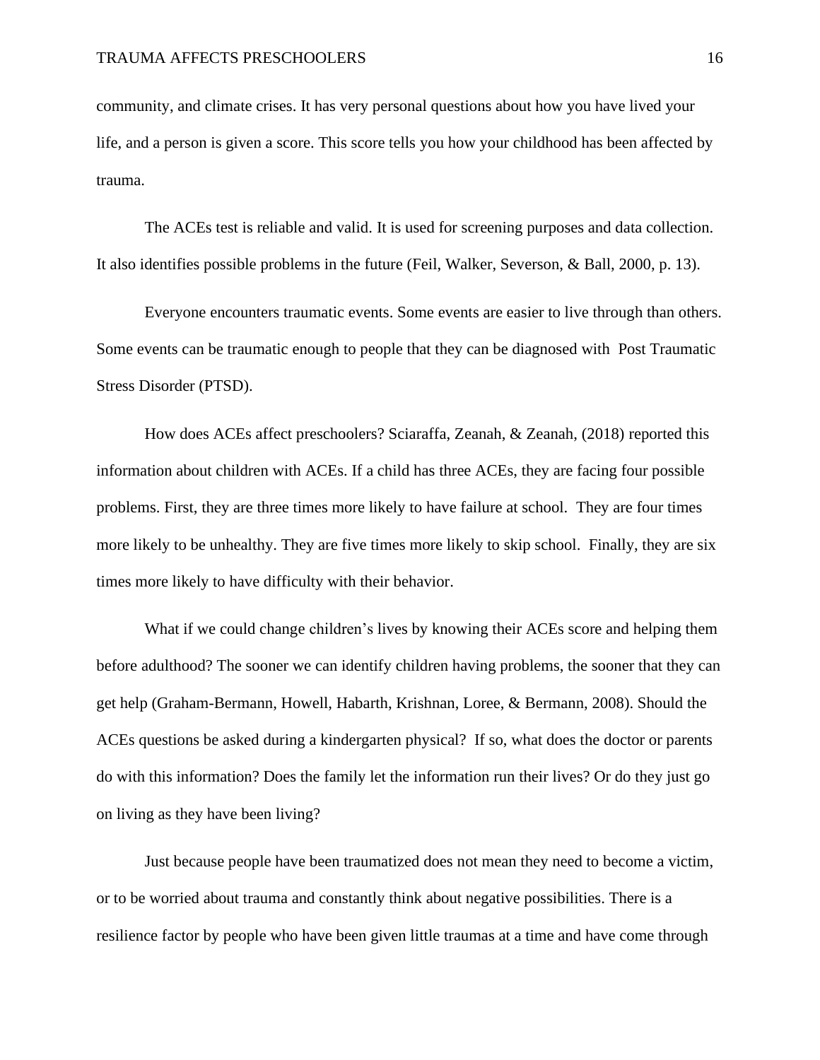community, and climate crises. It has very personal questions about how you have lived your life, and a person is given a score. This score tells you how your childhood has been affected by trauma.

The ACEs test is reliable and valid. It is used for screening purposes and data collection. It also identifies possible problems in the future (Feil, Walker, Severson, & Ball, 2000, p. 13).

Everyone encounters traumatic events. Some events are easier to live through than others. Some events can be traumatic enough to people that they can be diagnosed with Post Traumatic Stress Disorder (PTSD).

How does ACEs affect preschoolers? Sciaraffa, Zeanah, & Zeanah, (2018) reported this information about children with ACEs. If a child has three ACEs, they are facing four possible problems. First, they are three times more likely to have failure at school. They are four times more likely to be unhealthy. They are five times more likely to skip school. Finally, they are six times more likely to have difficulty with their behavior.

What if we could change children's lives by knowing their ACEs score and helping them before adulthood? The sooner we can identify children having problems, the sooner that they can get help (Graham-Bermann, Howell, Habarth, Krishnan, Loree, & Bermann, 2008). Should the ACEs questions be asked during a kindergarten physical? If so, what does the doctor or parents do with this information? Does the family let the information run their lives? Or do they just go on living as they have been living?

Just because people have been traumatized does not mean they need to become a victim, or to be worried about trauma and constantly think about negative possibilities. There is a resilience factor by people who have been given little traumas at a time and have come through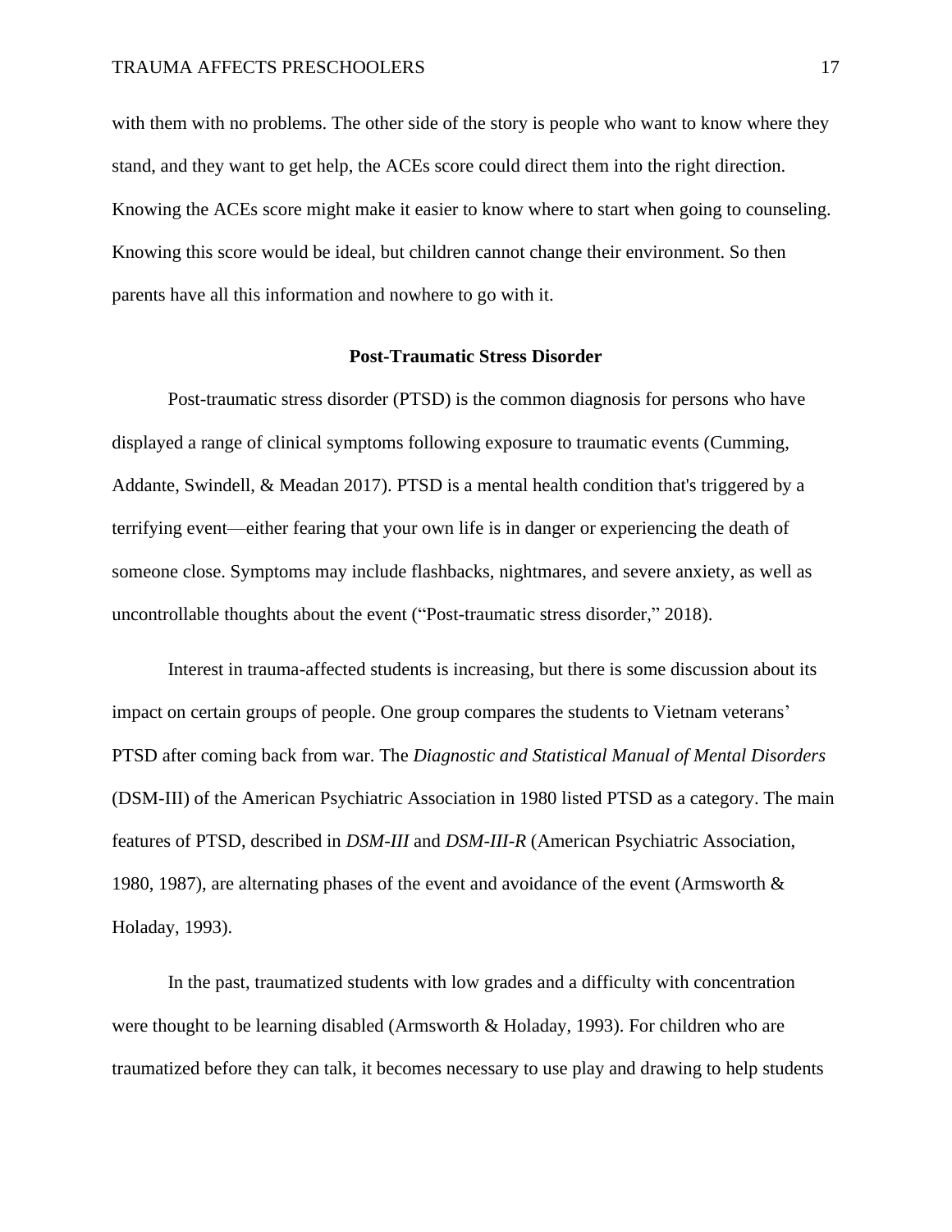with them with no problems. The other side of the story is people who want to know where they stand, and they want to get help, the ACEs score could direct them into the right direction. Knowing the ACEs score might make it easier to know where to start when going to counseling. Knowing this score would be ideal, but children cannot change their environment. So then parents have all this information and nowhere to go with it.

## Post-Traumatic Stress Disorder

Post-traumatic stress disorder (PTSD) is the common diagnosis for persons who have displayed a range of clinical symptoms following exposure to traumatic events (Cumming, Addante, Swindell, & Meadan 2017). PTSD is a mental health condition that's triggered by a terrifying event—either fearing that your own life is in danger or experiencing the death of someone close. Symptoms may include flashbacks, nightmares, and severe anxiety, as well as uncontrollable thoughts about the event ("Post-traumatic stress disorder," 2018).

Interest in trauma-affected students is increasing, but there is some discussion about its impact on certain groups of people. One group compares the students to Vietnam veterans' PTSD after coming back from war. The *Diagnostic and Statistical Manual of Mental Disorders* (DSM-III) of the American Psychiatric Association in 1980 listed PTSD as a category. The main features of PTSD, described in *DSM-III* and *DSM-III-R* (American Psychiatric Association, 1980, 1987), are alternating phases of the event and avoidance of the event (Armsworth & Holaday, 1993).

In the past, traumatized students with low grades and a difficulty with concentration were thought to be learning disabled (Armsworth & Holaday, 1993). For children who are traumatized before they can talk, it becomes necessary to use play and drawing to help students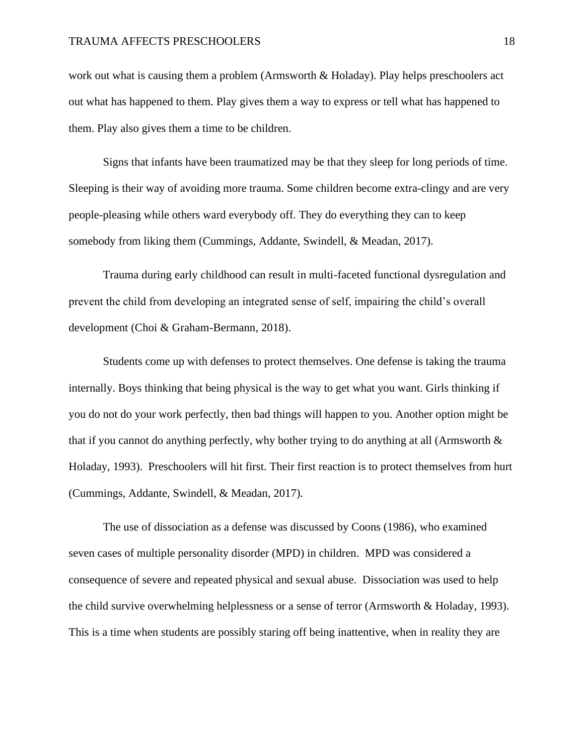work out what is causing them a problem (Armsworth & Holaday). Play helps preschoolers act out what has happened to them. Play gives them a way to express or tell what has happened to them. Play also gives them a time to be children.

Signs that infants have been traumatized may be that they sleep for long periods of time. Sleeping is their way of avoiding more trauma. Some children become extra-clingy and are very people-pleasing while others ward everybody off. They do everything they can to keep somebody from liking them (Cummings, Addante, Swindell, & Meadan, 2017).

Trauma during early childhood can result in multi-faceted functional dysregulation and prevent the child from developing an integrated sense of self, impairing the child's overall development (Choi & Graham-Bermann, 2018).

Students come up with defenses to protect themselves. One defense is taking the trauma internally. Boys thinking that being physical is the way to get what you want. Girls thinking if you do not do your work perfectly, then bad things will happen to you. Another option might be that if you cannot do anything perfectly, why bother trying to do anything at all (Armsworth & Holaday, 1993). Preschoolers will hit first. Their first reaction is to protect themselves from hurt (Cummings, Addante, Swindell, & Meadan, 2017).

The use of dissociation as a defense was discussed by Coons (1986), who examined seven cases of multiple personality disorder (MPD) in children. MPD was considered a consequence of severe and repeated physical and sexual abuse. Dissociation was used to help the child survive overwhelming helplessness or a sense of terror (Armsworth & Holaday, 1993). This is a time when students are possibly staring off being inattentive, when in reality they are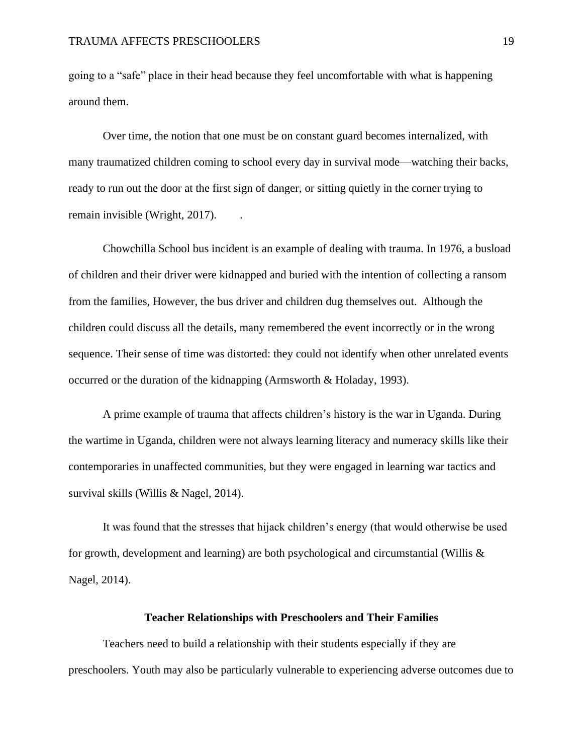going to a "safe" place in their head because they feel uncomfortable with what is happening around them.

Over time, the notion that one must be on constant guard becomes internalized, with many traumatized children coming to school every day in survival mode—watching their backs, ready to run out the door at the first sign of danger, or sitting quietly in the corner trying to remain invisible (Wright, 2017). .

Chowchilla School bus incident is an example of dealing with trauma. In 1976, a busload of children and their driver were kidnapped and buried with the intention of collecting a ransom from the families, However, the bus driver and children dug themselves out. Although the children could discuss all the details, many remembered the event incorrectly or in the wrong sequence. Their sense of time was distorted: they could not identify when other unrelated events occurred or the duration of the kidnapping (Armsworth & Holaday, 1993).

A prime example of trauma that affects children's history is the war in Uganda. During the wartime in Uganda, children were not always learning literacy and numeracy skills like their contemporaries in unaffected communities, but they were engaged in learning war tactics and survival skills (Willis & Nagel, 2014).

It was found that the stresses that hijack children's energy (that would otherwise be used for growth, development and learning) are both psychological and circumstantial (Willis & Nagel, 2014).

## Teacher Relationships with Preschoolers and Their Families

Teachers need to build a relationship with their students especially if they are preschoolers. Youth may also be particularly vulnerable to experiencing adverse outcomes due to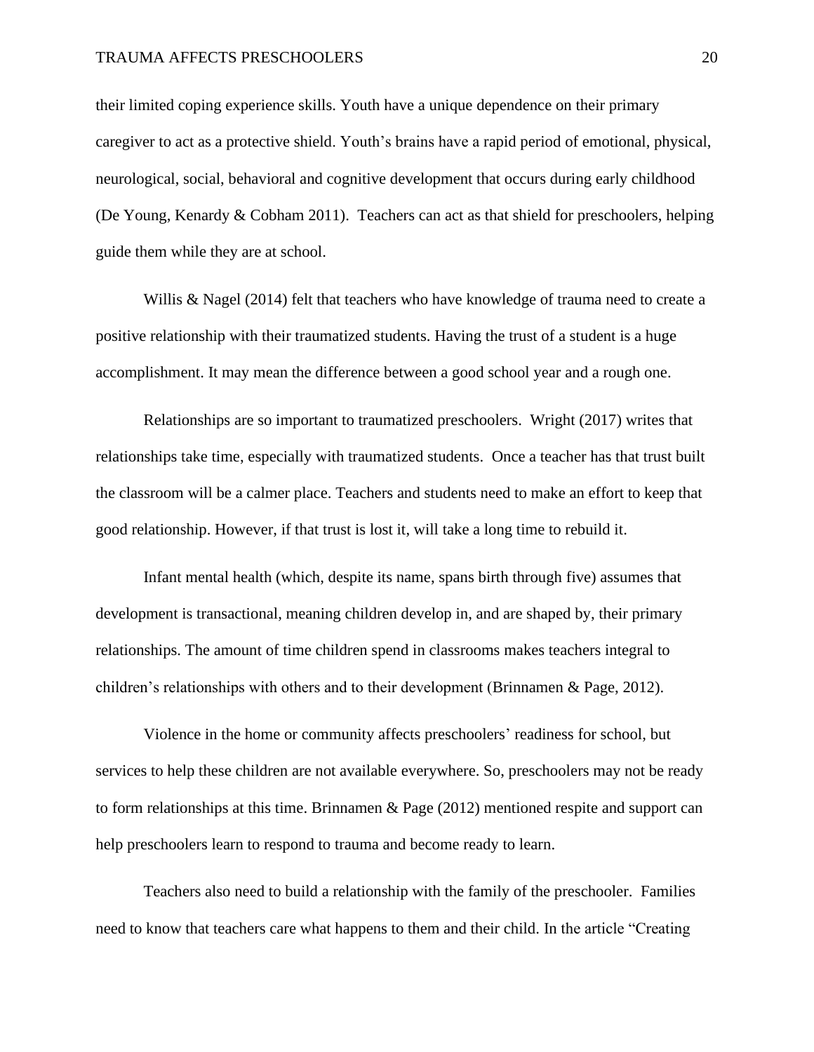their limited coping experience skills. Youth have a unique dependence on their primary caregiver to act as a protective shield. Youth's brains have a rapid period of emotional, physical, neurological, social, behavioral and cognitive development that occurs during early childhood (De Young, Kenardy & Cobham 2011). Teachers can act as that shield for preschoolers, helping guide them while they are at school.

Willis & Nagel (2014) felt that teachers who have knowledge of trauma need to create a positive relationship with their traumatized students. Having the trust of a student is a huge accomplishment. It may mean the difference between a good school year and a rough one.

Relationships are so important to traumatized preschoolers. Wright (2017) writes that relationships take time, especially with traumatized students. Once a teacher has that trust built the classroom will be a calmer place. Teachers and students need to make an effort to keep that good relationship. However, if that trust is lost it, will take a long time to rebuild it.

Infant mental health (which, despite its name, spans birth through five) assumes that development is transactional, meaning children develop in, and are shaped by, their primary relationships. The amount of time children spend in classrooms makes teachers integral to children's relationships with others and to their development (Brinnamen & Page, 2012).

Violence in the home or community affects preschoolers' readiness for school, but services to help these children are not available everywhere. So, preschoolers may not be ready to form relationships at this time. Brinnamen & Page (2012) mentioned respite and support can help preschoolers learn to respond to trauma and become ready to learn.

Teachers also need to build a relationship with the family of the preschooler. Families need to know that teachers care what happens to them and their child. In the article "Creating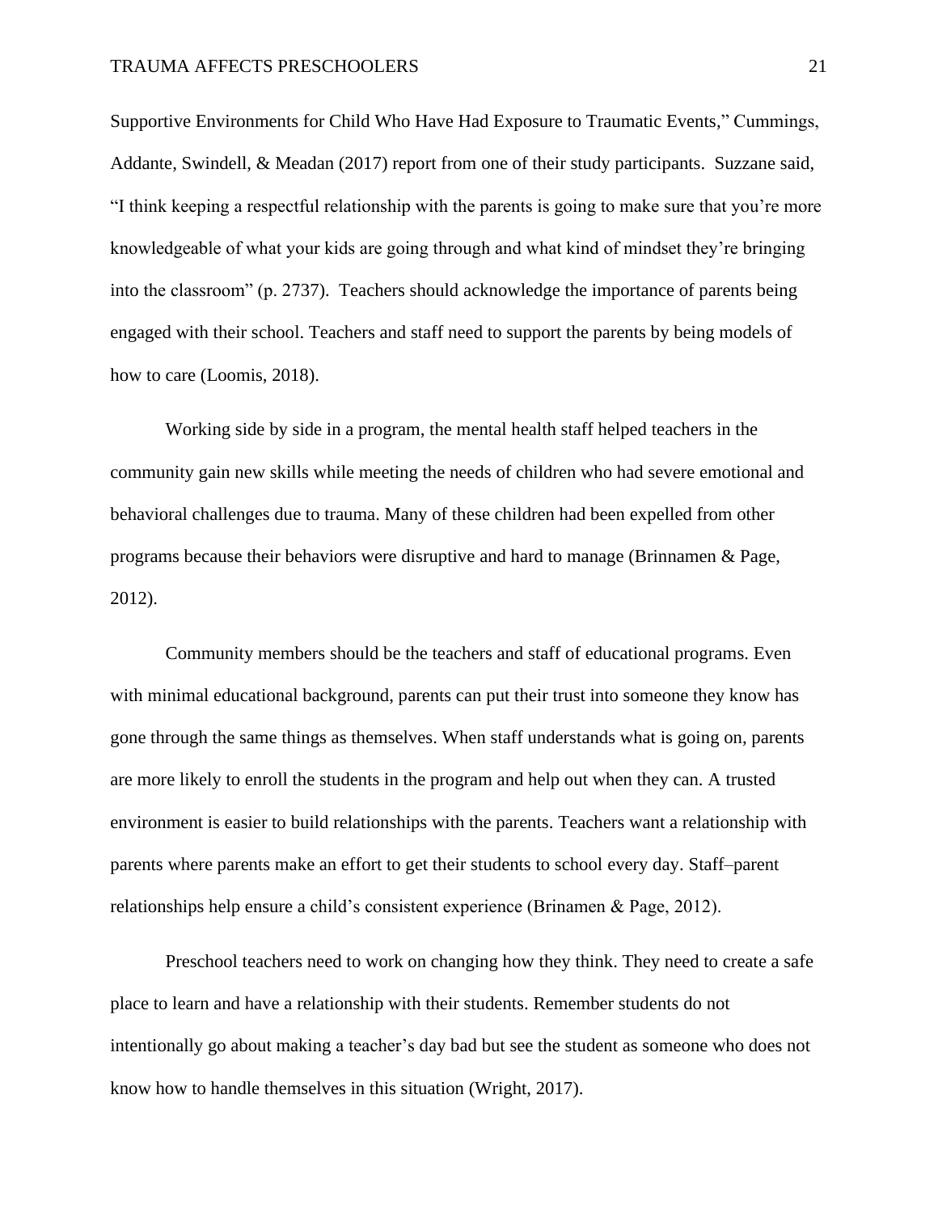Supportive Environments for Child Who Have Had Exposure to Traumatic Events," Cummings, Addante, Swindell, & Meadan (2017) report from one of their study participants. Suzzane said, "I think keeping a respectful relationship with the parents is going to make sure that you're more knowledgeable of what your kids are going through and what kind of mindset they're bringing into the classroom" (p. 2737). Teachers should acknowledge the importance of parents being engaged with their school. Teachers and staff need to support the parents by being models of how to care (Loomis, 2018).

Working side by side in a program, the mental health staff helped teachers in the community gain new skills while meeting the needs of children who had severe emotional and behavioral challenges due to trauma. Many of these children had been expelled from other programs because their behaviors were disruptive and hard to manage (Brinnamen & Page, 2012).

Community members should be the teachers and staff of educational programs. Even with minimal educational background, parents can put their trust into someone they know has gone through the same things as themselves. When staff understands what is going on, parents are more likely to enroll the students in the program and help out when they can. A trusted environment is easier to build relationships with the parents. Teachers want a relationship with parents where parents make an effort to get their students to school every day. Staff–parent relationships help ensure a child's consistent experience (Brinamen & Page, 2012).

Preschool teachers need to work on changing how they think. They need to create a safe place to learn and have a relationship with their students. Remember students do not intentionally go about making a teacher's day bad but see the student as someone who does not know how to handle themselves in this situation (Wright, 2017).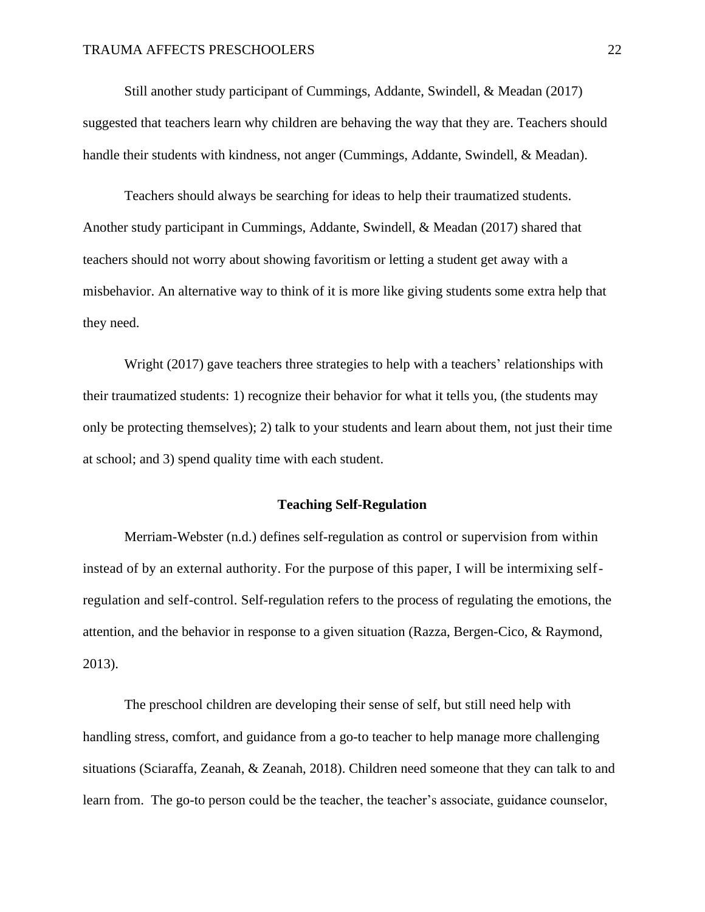Still another study participant of Cummings, Addante, Swindell, & Meadan (2017) suggested that teachers learn why children are behaving the way that they are. Teachers should handle their students with kindness, not anger (Cummings, Addante, Swindell, & Meadan).

Teachers should always be searching for ideas to help their traumatized students. Another study participant in Cummings, Addante, Swindell, & Meadan (2017) shared that teachers should not worry about showing favoritism or letting a student get away with a misbehavior. An alternative way to think of it is more like giving students some extra help that they need.

Wright (2017) gave teachers three strategies to help with a teachers' relationships with their traumatized students: 1) recognize their behavior for what it tells you, (the students may only be protecting themselves); 2) talk to your students and learn about them, not just their time at school; and 3) spend quality time with each student.

## Teaching Self-Regulation

Merriam-Webster (n.d.) defines self-regulation as control or supervision from within instead of by an external authority. For the purpose of this paper, I will be intermixing self-regulation and self-control. Self-regulation refers to the process of regulating the emotions, the attention, and the behavior in response to a given situation (Razza, Bergen-Cico, & Raymond, 2013).

The preschool children are developing their sense of self, but still need help with handling stress, comfort, and guidance from a go-to teacher to help manage more challenging situations (Sciaraffa, Zeanah, & Zeanah, 2018). Children need someone that they can talk to and learn from. The go-to person could be the teacher, the teacher's associate, guidance counselor,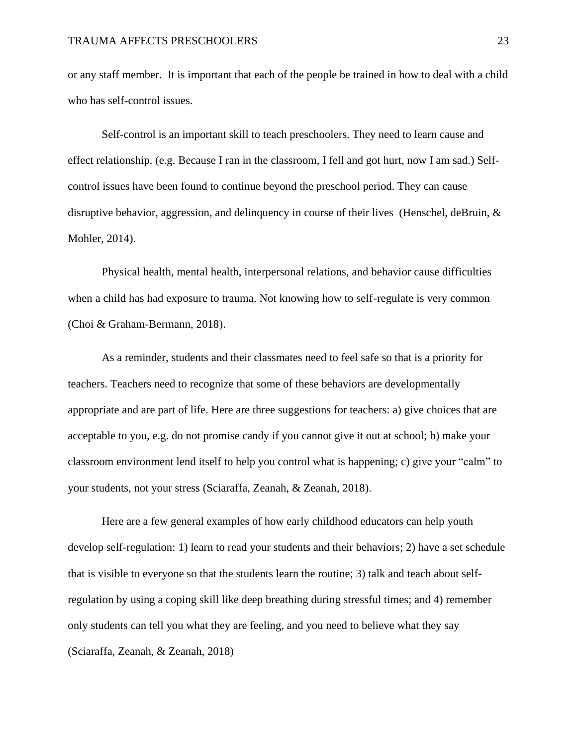or any staff member. It is important that each of the people be trained in how to deal with a child who has self-control issues.

Self-control is an important skill to teach preschoolers. They need to learn cause and effect relationship. (e.g. Because I ran in the classroom, I fell and got hurt, now I am sad.) Self-control issues have been found to continue beyond the preschool period. They can cause disruptive behavior, aggression, and delinquency in course of their lives (Henschel, deBruin, & Mohler, 2014).

Physical health, mental health, interpersonal relations, and behavior cause difficulties when a child has had exposure to trauma. Not knowing how to self-regulate is very common (Choi & Graham-Bermann, 2018).

As a reminder, students and their classmates need to feel safe so that is a priority for teachers. Teachers need to recognize that some of these behaviors are developmentally appropriate and are part of life. Here are three suggestions for teachers: a) give choices that are acceptable to you, e.g. do not promise candy if you cannot give it out at school; b) make your classroom environment lend itself to help you control what is happening; c) give your "calm" to your students, not your stress (Sciaraffa, Zeanah, & Zeanah, 2018).

Here are a few general examples of how early childhood educators can help youth develop self-regulation: 1) learn to read your students and their behaviors; 2) have a set schedule that is visible to everyone so that the students learn the routine; 3) talk and teach about self-regulation by using a coping skill like deep breathing during stressful times; and 4) remember only students can tell you what they are feeling, and you need to believe what they say (Sciaraffa, Zeanah, & Zeanah, 2018)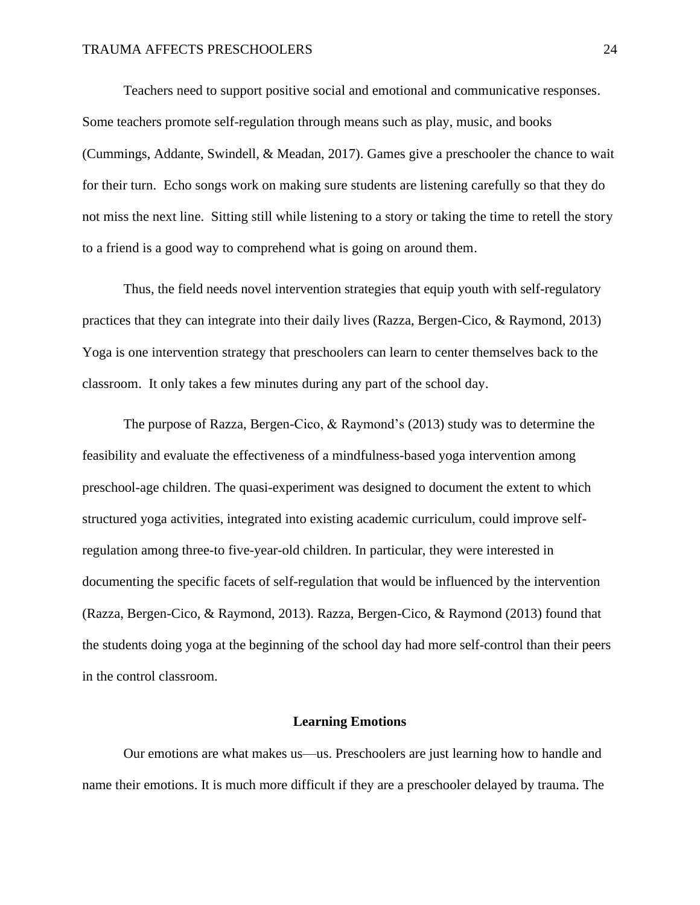Teachers need to support positive social and emotional and communicative responses. Some teachers promote self-regulation through means such as play, music, and books (Cummings, Addante, Swindell, & Meadan, 2017). Games give a preschooler the chance to wait for their turn. Echo songs work on making sure students are listening carefully so that they do not miss the next line. Sitting still while listening to a story or taking the time to retell the story to a friend is a good way to comprehend what is going on around them.

Thus, the field needs novel intervention strategies that equip youth with self-regulatory practices that they can integrate into their daily lives (Razza, Bergen-Cico, & Raymond, 2013) Yoga is one intervention strategy that preschoolers can learn to center themselves back to the classroom. It only takes a few minutes during any part of the school day.

The purpose of Razza, Bergen-Cico, & Raymond's (2013) study was to determine the feasibility and evaluate the effectiveness of a mindfulness-based yoga intervention among preschool-age children. The quasi-experiment was designed to document the extent to which structured yoga activities, integrated into existing academic curriculum, could improve self-regulation among three-to five-year-old children. In particular, they were interested in documenting the specific facets of self-regulation that would be influenced by the intervention (Razza, Bergen-Cico, & Raymond, 2013). Razza, Bergen-Cico, & Raymond (2013) found that the students doing yoga at the beginning of the school day had more self-control than their peers in the control classroom.

## Learning Emotions

Our emotions are what makes us—us. Preschoolers are just learning how to handle and name their emotions. It is much more difficult if they are a preschooler delayed by trauma. The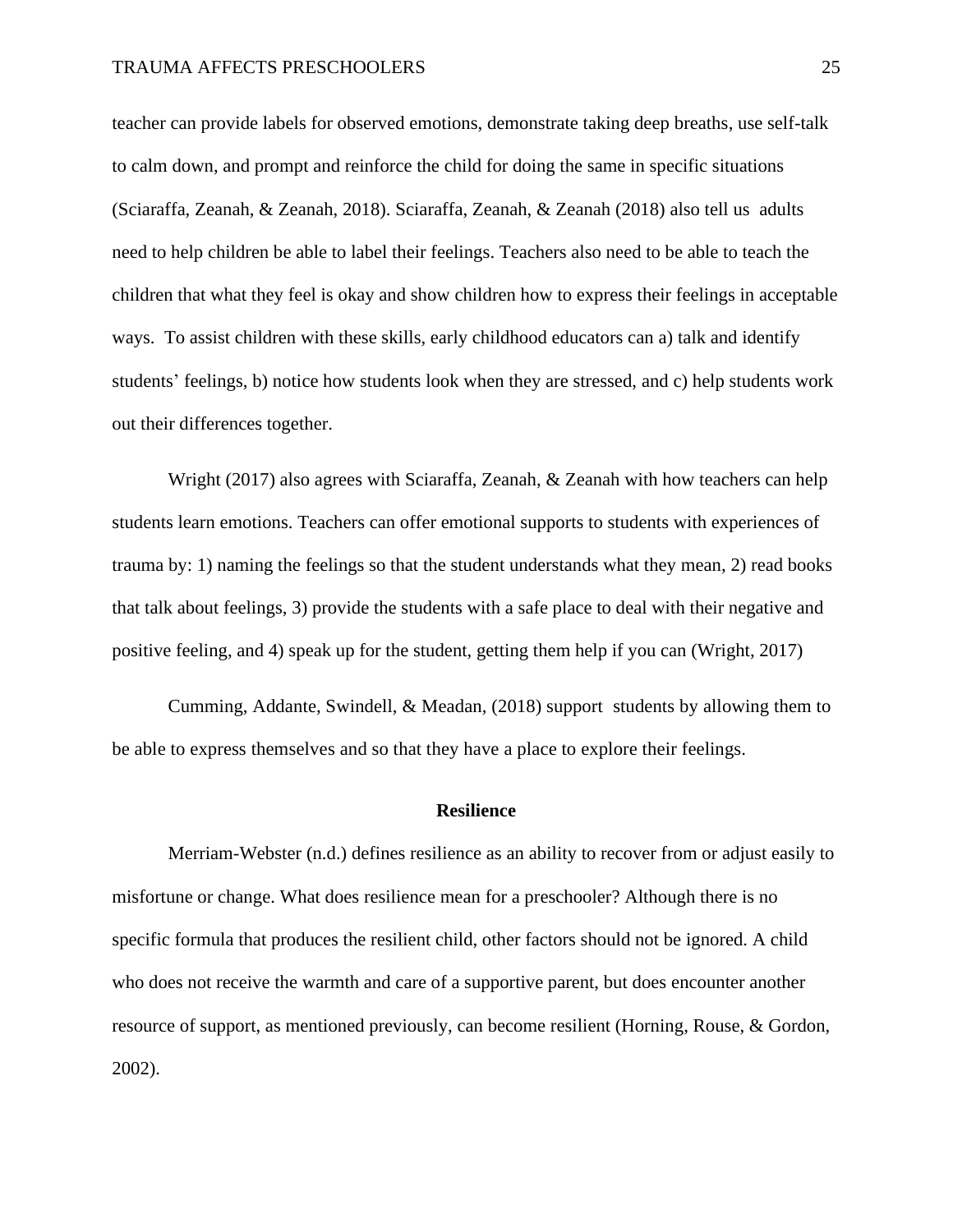teacher can provide labels for observed emotions, demonstrate taking deep breaths, use self-talk to calm down, and prompt and reinforce the child for doing the same in specific situations (Sciaraffa, Zeanah, & Zeanah, 2018). Sciaraffa, Zeanah, & Zeanah (2018) also tell us adults need to help children be able to label their feelings. Teachers also need to be able to teach the children that what they feel is okay and show children how to express their feelings in acceptable ways. To assist children with these skills, early childhood educators can a) talk and identify students' feelings, b) notice how students look when they are stressed, and c) help students work out their differences together.

Wright (2017) also agrees with Sciaraffa, Zeanah, & Zeanah with how teachers can help students learn emotions. Teachers can offer emotional supports to students with experiences of trauma by: 1) naming the feelings so that the student understands what they mean, 2) read books that talk about feelings, 3) provide the students with a safe place to deal with their negative and positive feeling, and 4) speak up for the student, getting them help if you can (Wright, 2017)

Cumming, Addante, Swindell, & Meadan, (2018) support students by allowing them to be able to express themselves and so that they have a place to explore their feelings.

## Resilience

Merriam-Webster (n.d.) defines resilience as an ability to recover from or adjust easily to misfortune or change. What does resilience mean for a preschooler? Although there is no specific formula that produces the resilient child, other factors should not be ignored. A child who does not receive the warmth and care of a supportive parent, but does encounter another resource of support, as mentioned previously, can become resilient (Horning, Rouse, & Gordon, 2002).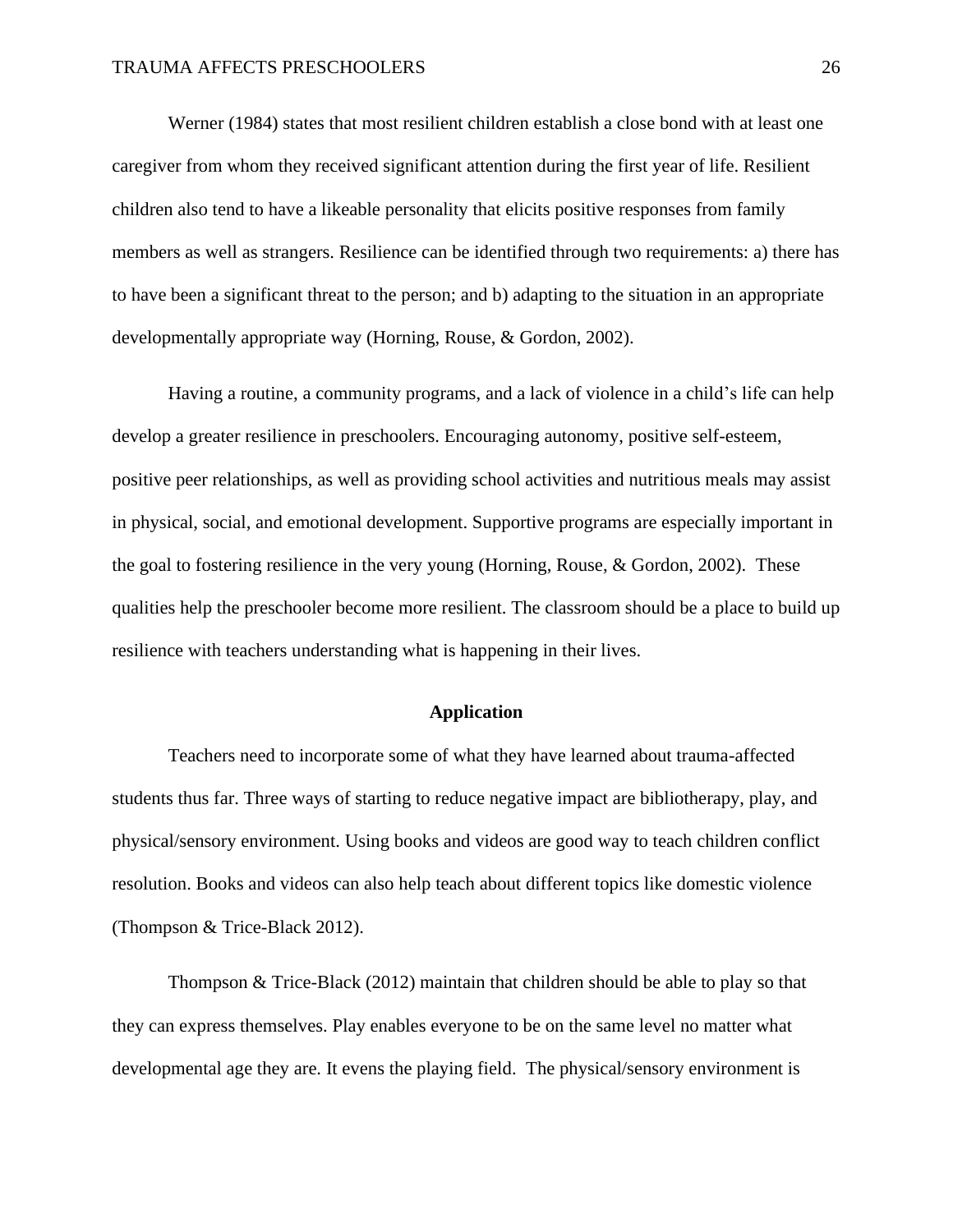Werner (1984) states that most resilient children establish a close bond with at least one caregiver from whom they received significant attention during the first year of life. Resilient children also tend to have a likeable personality that elicits positive responses from family members as well as strangers. Resilience can be identified through two requirements: a) there has to have been a significant threat to the person; and b) adapting to the situation in an appropriate developmentally appropriate way (Horning, Rouse, & Gordon, 2002).

Having a routine, a community programs, and a lack of violence in a child's life can help develop a greater resilience in preschoolers. Encouraging autonomy, positive self-esteem, positive peer relationships, as well as providing school activities and nutritious meals may assist in physical, social, and emotional development. Supportive programs are especially important in the goal to fostering resilience in the very young (Horning, Rouse, & Gordon, 2002). These qualities help the preschooler become more resilient. The classroom should be a place to build up resilience with teachers understanding what is happening in their lives.

## Application

Teachers need to incorporate some of what they have learned about trauma-affected students thus far. Three ways of starting to reduce negative impact are bibliotherapy, play, and physical/sensory environment. Using books and videos are good way to teach children conflict resolution. Books and videos can also help teach about different topics like domestic violence (Thompson & Trice-Black 2012).

Thompson & Trice-Black (2012) maintain that children should be able to play so that they can express themselves. Play enables everyone to be on the same level no matter what developmental age they are. It evens the playing field. The physical/sensory environment is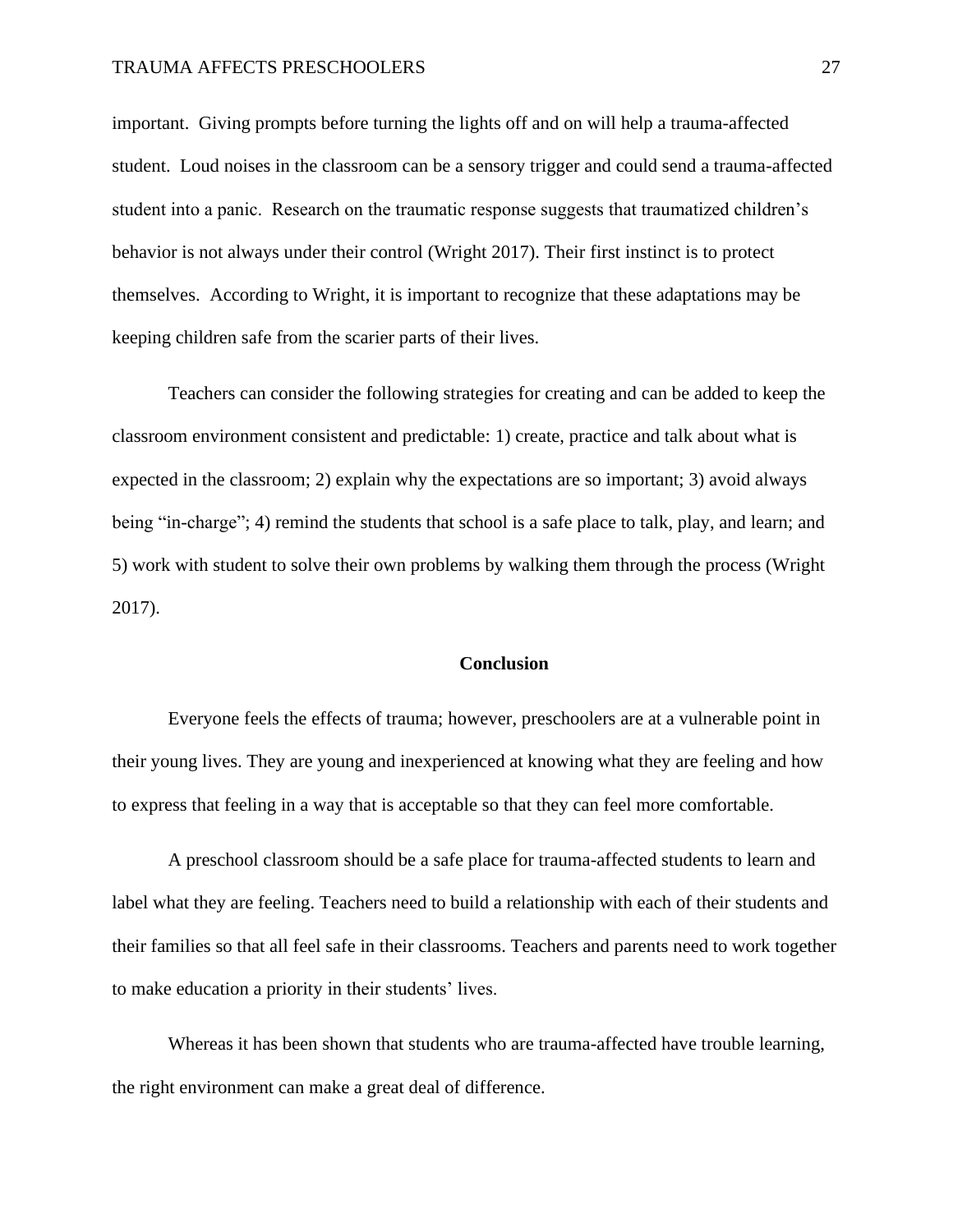important. Giving prompts before turning the lights off and on will help a trauma-affected student. Loud noises in the classroom can be a sensory trigger and could send a trauma-affected student into a panic. Research on the traumatic response suggests that traumatized children's behavior is not always under their control (Wright 2017). Their first instinct is to protect themselves. According to Wright, it is important to recognize that these adaptations may be keeping children safe from the scarier parts of their lives.

Teachers can consider the following strategies for creating and can be added to keep the classroom environment consistent and predictable: 1) create, practice and talk about what is expected in the classroom; 2) explain why the expectations are so important; 3) avoid always being "in-charge"; 4) remind the students that school is a safe place to talk, play, and learn; and 5) work with student to solve their own problems by walking them through the process (Wright 2017).

## Conclusion

Everyone feels the effects of trauma; however, preschoolers are at a vulnerable point in their young lives. They are young and inexperienced at knowing what they are feeling and how to express that feeling in a way that is acceptable so that they can feel more comfortable.

A preschool classroom should be a safe place for trauma-affected students to learn and label what they are feeling. Teachers need to build a relationship with each of their students and their families so that all feel safe in their classrooms. Teachers and parents need to work together to make education a priority in their students' lives.

Whereas it has been shown that students who are trauma-affected have trouble learning, the right environment can make a great deal of difference.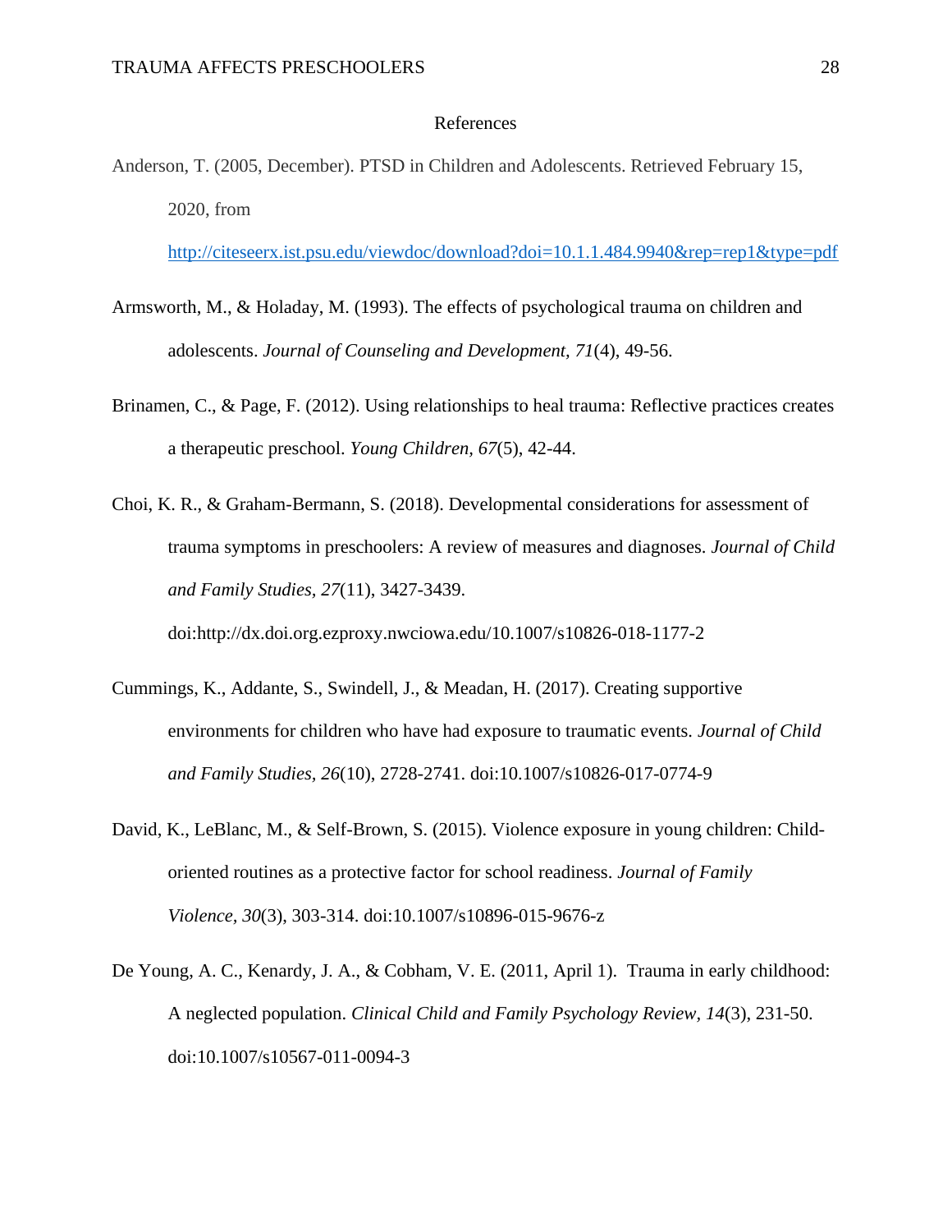# References

Anderson, T. (2005, December). PTSD in Children and Adolescents. Retrieved February 15, 2020, from http://citeseerx.ist.psu.edu/viewdoc/download?doi=10.1.1.484.9940&rep=rep1&type=pdf

Armsworth, M., & Holaday, M. (1993). The effects of psychological trauma on children and adolescents. *Journal of Counseling and Development, 71*(4), 49-56.

Brinamen, C., & Page, F. (2012). Using relationships to heal trauma: Reflective practices creates a therapeutic preschool. *Young Children, 67*(5), 42-44.

Choi, K. R., & Graham-Bermann, S. (2018). Developmental considerations for assessment of trauma symptoms in preschoolers: A review of measures and diagnoses. *Journal of Child and Family Studies, 27*(11), 3427-3439. doi:http://dx.doi.org.ezproxy.nwciowa.edu/10.1007/s10826-018-1177-2

Cummings, K., Addante, S., Swindell, J., & Meadan, H. (2017). Creating supportive environments for children who have had exposure to traumatic events. *Journal of Child and Family Studies, 26*(10), 2728-2741. doi:10.1007/s10826-017-0774-9

David, K., LeBlanc, M., & Self-Brown, S. (2015). Violence exposure in young children: Child-oriented routines as a protective factor for school readiness. *Journal of Family Violence, 30*(3), 303-314. doi:10.1007/s10896-015-9676-z

De Young, A. C., Kenardy, J. A., & Cobham, V. E. (2011, April 1). Trauma in early childhood: A neglected population. *Clinical Child and Family Psychology Review, 14*(3), 231-50. doi:10.1007/s10567-011-0094-3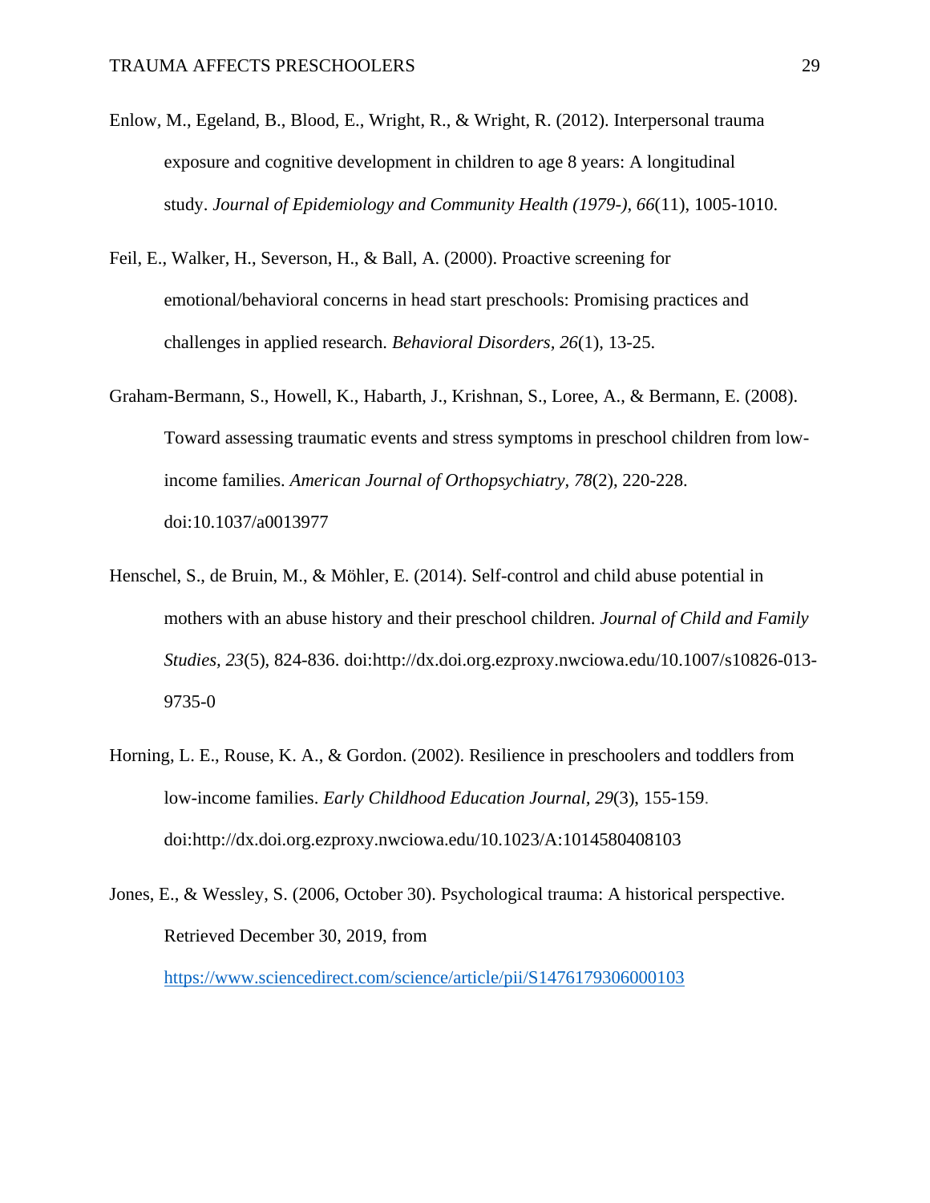Enlow, M., Egeland, B., Blood, E., Wright, R., & Wright, R. (2012). Interpersonal trauma exposure and cognitive development in children to age 8 years: A longitudinal study. *Journal of Epidemiology and Community Health (1979-), 66*(11), 1005-1010.

Feil, E., Walker, H., Severson, H., & Ball, A. (2000). Proactive screening for emotional/behavioral concerns in head start preschools: Promising practices and challenges in applied research. *Behavioral Disorders, 26*(1), 13-25.

Graham-Bermann, S., Howell, K., Habarth, J., Krishnan, S., Loree, A., & Bermann, E. (2008). Toward assessing traumatic events and stress symptoms in preschool children from low-income families. *American Journal of Orthopsychiatry, 78*(2), 220-228. doi:10.1037/a0013977

Henschel, S., de Bruin, M., & Möhler, E. (2014). Self-control and child abuse potential in mothers with an abuse history and their preschool children. *Journal of Child and Family Studies, 23*(5), 824-836. doi:http://dx.doi.org.ezproxy.nwciowa.edu/10.1007/s10826-013-9735-0

Horning, L. E., Rouse, K. A., & Gordon. (2002). Resilience in preschoolers and toddlers from low-income families. *Early Childhood Education Journal, 29*(3), 155-159. doi:http://dx.doi.org.ezproxy.nwciowa.edu/10.1023/A:1014580408103

Jones, E., & Wessley, S. (2006, October 30). Psychological trauma: A historical perspective. Retrieved December 30, 2019, from https://www.sciencedirect.com/science/article/pii/S1476179306000103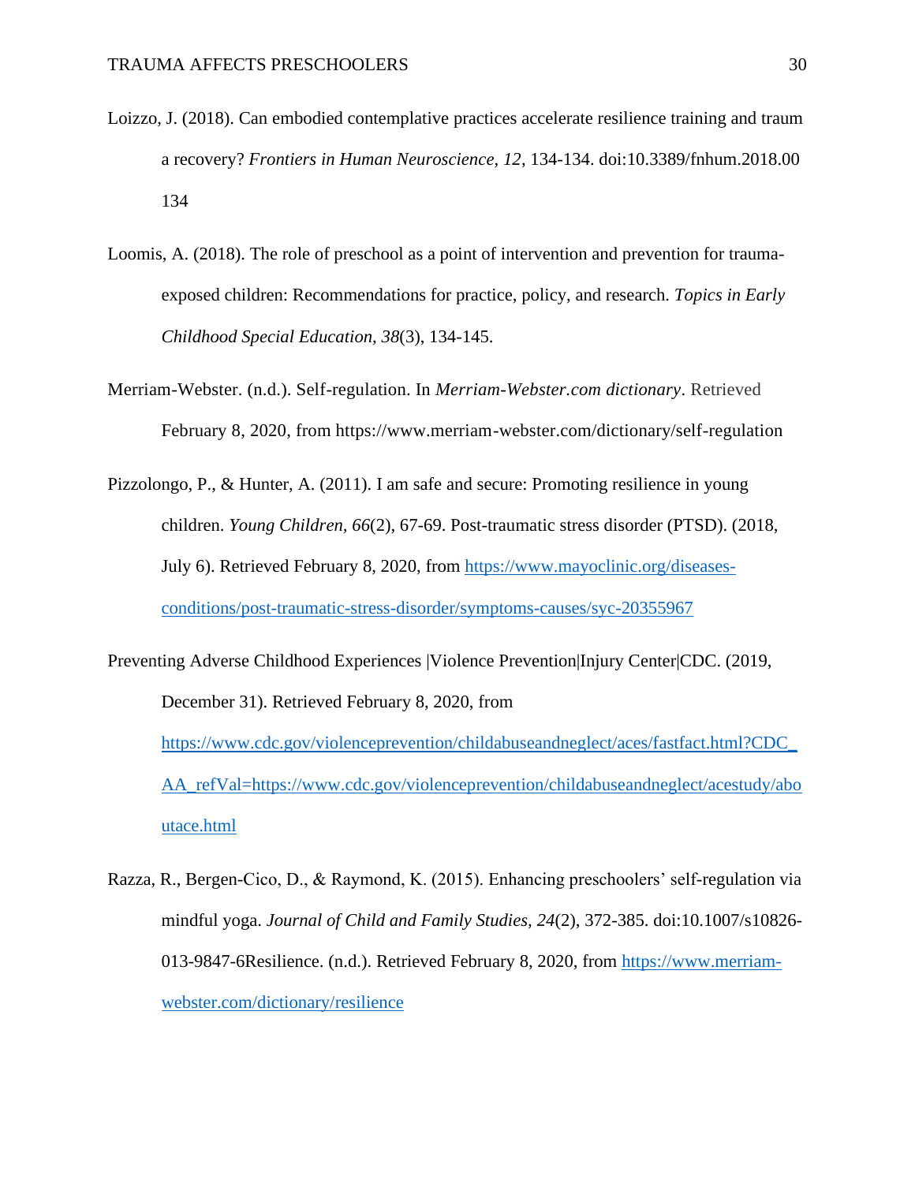Loizzo, J. (2018). Can embodied contemplative practices accelerate resilience training and trauma recovery? *Frontiers in Human Neuroscience, 12*, 134-134. doi:10.3389/fnhum.2018.00134

Loomis, A. (2018). The role of preschool as a point of intervention and prevention for trauma-exposed children: Recommendations for practice, policy, and research. *Topics in Early Childhood Special Education, 38*(3), 134-145.

Merriam-Webster. (n.d.). Self-regulation. In *Merriam-Webster.com dictionary*. Retrieved February 8, 2020, from https://www.merriam-webster.com/dictionary/self-regulation

Pizzolongo, P., & Hunter, A. (2011). I am safe and secure: Promoting resilience in young children. *Young Children, 66*(2), 67-69. Post-traumatic stress disorder (PTSD). (2018, July 6). Retrieved February 8, 2020, from https://www.mayoclinic.org/diseases-conditions/post-traumatic-stress-disorder/symptoms-causes/syc-20355967

Preventing Adverse Childhood Experiences |Violence Prevention|Injury Center|CDC. (2019, December 31). Retrieved February 8, 2020, from https://www.cdc.gov/violenceprevention/childabuseandneglect/aces/fastfact.html?CDC_AA_refVal=https://www.cdc.gov/violenceprevention/childabuseandneglect/acestudy/aboutace.html

Razza, R., Bergen-Cico, D., & Raymond, K. (2015). Enhancing preschoolers' self-regulation via mindful yoga. *Journal of Child and Family Studies, 24*(2), 372-385. doi:10.1007/s10826-013-9847-6Resilience. (n.d.). Retrieved February 8, 2020, from https://www.merriam-webster.com/dictionary/resilience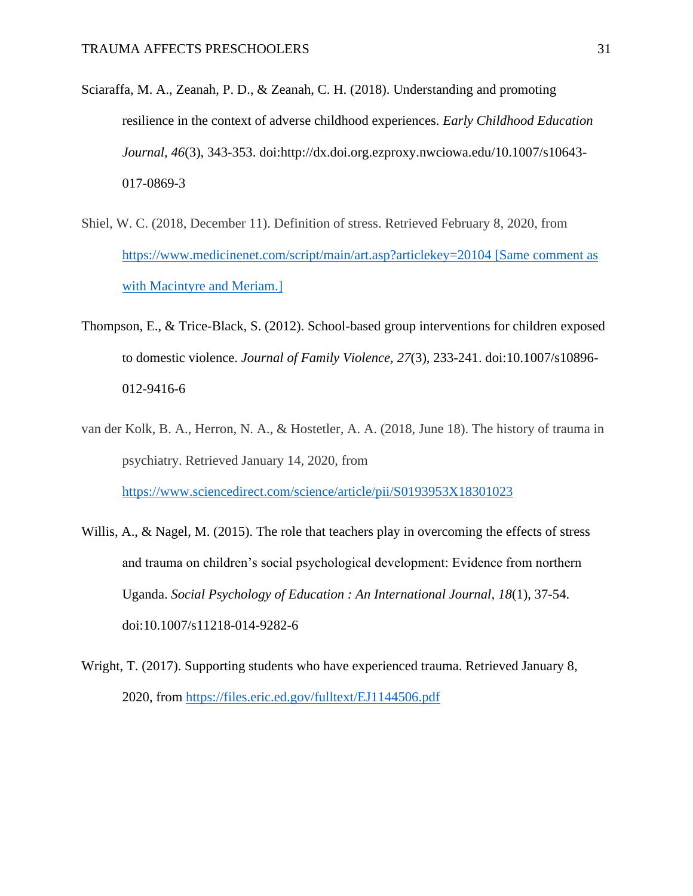Sciaraffa, M. A., Zeanah, P. D., & Zeanah, C. H. (2018). Understanding and promoting resilience in the context of adverse childhood experiences. *Early Childhood Education Journal, 46*(3), 343-353. doi:http://dx.doi.org.ezproxy.nwciowa.edu/10.1007/s10643-017-0869-3

Shiel, W. C. (2018, December 11). Definition of stress. Retrieved February 8, 2020, from https://www.medicinenet.com/script/main/art.asp?articlekey=20104 [Same comment as with Macintyre and Meriam.]

Thompson, E., & Trice-Black, S. (2012). School-based group interventions for children exposed to domestic violence. *Journal of Family Violence, 27*(3), 233-241. doi:10.1007/s10896-012-9416-6

van der Kolk, B. A., Herron, N. A., & Hostetler, A. A. (2018, June 18). The history of trauma in psychiatry. Retrieved January 14, 2020, from https://www.sciencedirect.com/science/article/pii/S0193953X18301023

Willis, A., & Nagel, M. (2015). The role that teachers play in overcoming the effects of stress and trauma on children's social psychological development: Evidence from northern Uganda. *Social Psychology of Education : An International Journal, 18*(1), 37-54. doi:10.1007/s11218-014-9282-6

Wright, T. (2017). Supporting students who have experienced trauma. Retrieved January 8, 2020, from https://files.eric.ed.gov/fulltext/EJ1144506.pdf